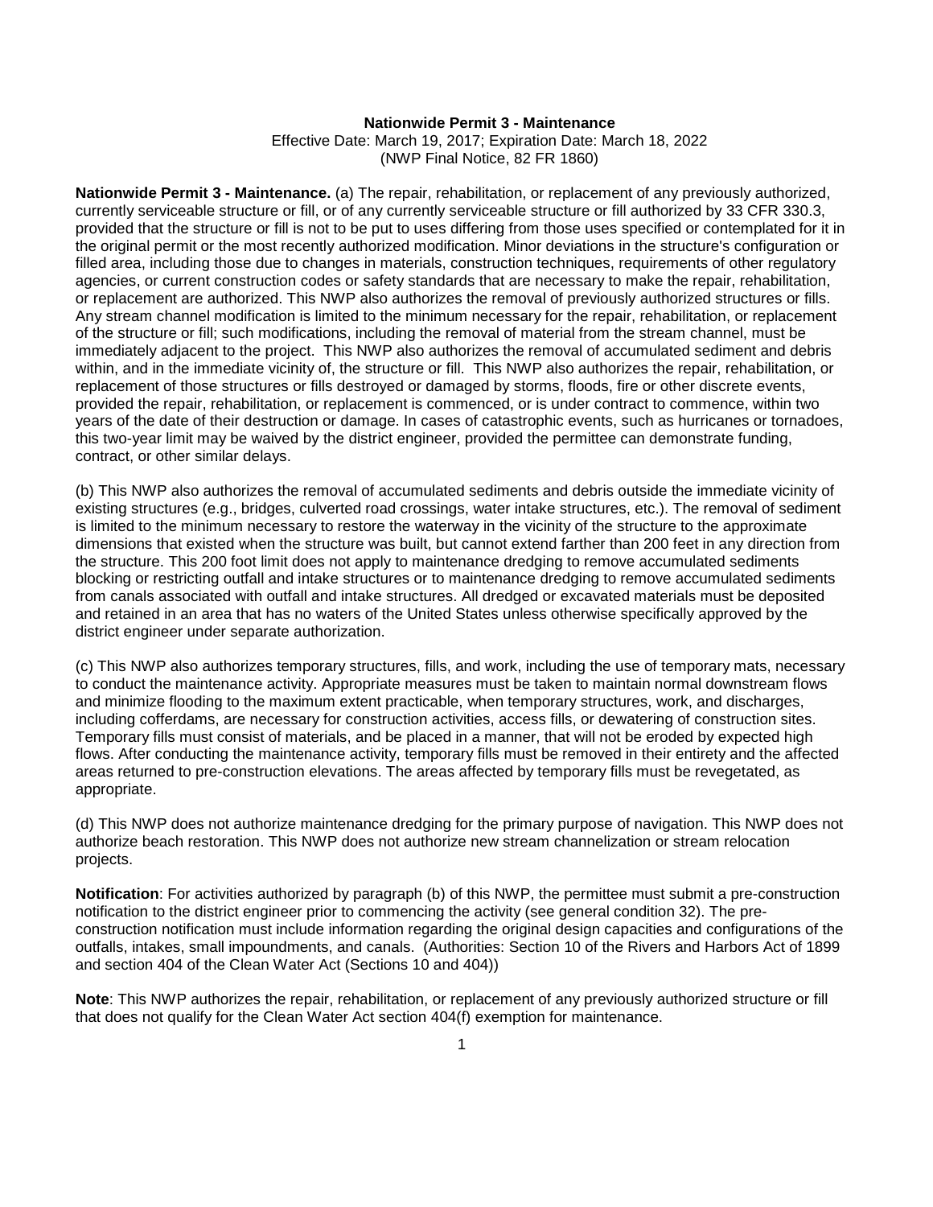**Nationwide Permit 3 - Maintenance**

Effective Date: March 19, 2017; Expiration Date: March 18, 2022
(NWP Final Notice, 82 FR 1860)

**Nationwide Permit 3 - Maintenance.** (a) The repair, rehabilitation, or replacement of any previously authorized, currently serviceable structure or fill, or of any currently serviceable structure or fill authorized by 33 CFR 330.3, provided that the structure or fill is not to be put to uses differing from those uses specified or contemplated for it in the original permit or the most recently authorized modification. Minor deviations in the structure's configuration or filled area, including those due to changes in materials, construction techniques, requirements of other regulatory agencies, or current construction codes or safety standards that are necessary to make the repair, rehabilitation, or replacement are authorized. This NWP also authorizes the removal of previously authorized structures or fills. Any stream channel modification is limited to the minimum necessary for the repair, rehabilitation, or replacement of the structure or fill; such modifications, including the removal of material from the stream channel, must be immediately adjacent to the project. This NWP also authorizes the removal of accumulated sediment and debris within, and in the immediate vicinity of, the structure or fill. This NWP also authorizes the repair, rehabilitation, or replacement of those structures or fills destroyed or damaged by storms, floods, fire or other discrete events, provided the repair, rehabilitation, or replacement is commenced, or is under contract to commence, within two years of the date of their destruction or damage. In cases of catastrophic events, such as hurricanes or tornadoes, this two-year limit may be waived by the district engineer, provided the permittee can demonstrate funding, contract, or other similar delays.

(b) This NWP also authorizes the removal of accumulated sediments and debris outside the immediate vicinity of existing structures (e.g., bridges, culverted road crossings, water intake structures, etc.). The removal of sediment is limited to the minimum necessary to restore the waterway in the vicinity of the structure to the approximate dimensions that existed when the structure was built, but cannot extend farther than 200 feet in any direction from the structure. This 200 foot limit does not apply to maintenance dredging to remove accumulated sediments blocking or restricting outfall and intake structures or to maintenance dredging to remove accumulated sediments from canals associated with outfall and intake structures. All dredged or excavated materials must be deposited and retained in an area that has no waters of the United States unless otherwise specifically approved by the district engineer under separate authorization.

(c) This NWP also authorizes temporary structures, fills, and work, including the use of temporary mats, necessary to conduct the maintenance activity. Appropriate measures must be taken to maintain normal downstream flows and minimize flooding to the maximum extent practicable, when temporary structures, work, and discharges, including cofferdams, are necessary for construction activities, access fills, or dewatering of construction sites. Temporary fills must consist of materials, and be placed in a manner, that will not be eroded by expected high flows. After conducting the maintenance activity, temporary fills must be removed in their entirety and the affected areas returned to pre-construction elevations. The areas affected by temporary fills must be revegetated, as appropriate.

(d) This NWP does not authorize maintenance dredging for the primary purpose of navigation. This NWP does not authorize beach restoration. This NWP does not authorize new stream channelization or stream relocation projects.

**Notification**: For activities authorized by paragraph (b) of this NWP, the permittee must submit a pre-construction notification to the district engineer prior to commencing the activity (see general condition 32). The pre-construction notification must include information regarding the original design capacities and configurations of the outfalls, intakes, small impoundments, and canals. (Authorities: Section 10 of the Rivers and Harbors Act of 1899 and section 404 of the Clean Water Act (Sections 10 and 404))

**Note**: This NWP authorizes the repair, rehabilitation, or replacement of any previously authorized structure or fill that does not qualify for the Clean Water Act section 404(f) exemption for maintenance.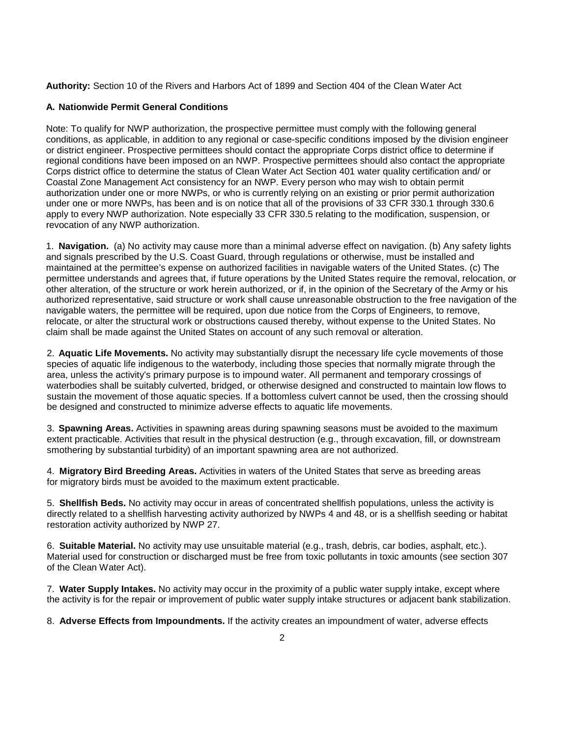**Authority:** Section 10 of the Rivers and Harbors Act of 1899 and Section 404 of the Clean Water Act

**A. Nationwide Permit General Conditions**

Note: To qualify for NWP authorization, the prospective permittee must comply with the following general conditions, as applicable, in addition to any regional or case-specific conditions imposed by the division engineer or district engineer. Prospective permittees should contact the appropriate Corps district office to determine if regional conditions have been imposed on an NWP. Prospective permittees should also contact the appropriate Corps district office to determine the status of Clean Water Act Section 401 water quality certification and/ or Coastal Zone Management Act consistency for an NWP. Every person who may wish to obtain permit authorization under one or more NWPs, or who is currently relying on an existing or prior permit authorization under one or more NWPs, has been and is on notice that all of the provisions of 33 CFR 330.1 through 330.6 apply to every NWP authorization. Note especially 33 CFR 330.5 relating to the modification, suspension, or revocation of any NWP authorization.

1. **Navigation.** (a) No activity may cause more than a minimal adverse effect on navigation. (b) Any safety lights and signals prescribed by the U.S. Coast Guard, through regulations or otherwise, must be installed and maintained at the permittee's expense on authorized facilities in navigable waters of the United States. (c) The permittee understands and agrees that, if future operations by the United States require the removal, relocation, or other alteration, of the structure or work herein authorized, or if, in the opinion of the Secretary of the Army or his authorized representative, said structure or work shall cause unreasonable obstruction to the free navigation of the navigable waters, the permittee will be required, upon due notice from the Corps of Engineers, to remove, relocate, or alter the structural work or obstructions caused thereby, without expense to the United States. No claim shall be made against the United States on account of any such removal or alteration.

2. **Aquatic Life Movements.** No activity may substantially disrupt the necessary life cycle movements of those species of aquatic life indigenous to the waterbody, including those species that normally migrate through the area, unless the activity's primary purpose is to impound water. All permanent and temporary crossings of waterbodies shall be suitably culverted, bridged, or otherwise designed and constructed to maintain low flows to sustain the movement of those aquatic species. If a bottomless culvert cannot be used, then the crossing should be designed and constructed to minimize adverse effects to aquatic life movements.

3. **Spawning Areas.** Activities in spawning areas during spawning seasons must be avoided to the maximum extent practicable. Activities that result in the physical destruction (e.g., through excavation, fill, or downstream smothering by substantial turbidity) of an important spawning area are not authorized.

4. **Migratory Bird Breeding Areas.** Activities in waters of the United States that serve as breeding areas for migratory birds must be avoided to the maximum extent practicable.

5. **Shellfish Beds.** No activity may occur in areas of concentrated shellfish populations, unless the activity is directly related to a shellfish harvesting activity authorized by NWPs 4 and 48, or is a shellfish seeding or habitat restoration activity authorized by NWP 27.

6. **Suitable Material.** No activity may use unsuitable material (e.g., trash, debris, car bodies, asphalt, etc.). Material used for construction or discharged must be free from toxic pollutants in toxic amounts (see section 307 of the Clean Water Act).

7. **Water Supply Intakes.** No activity may occur in the proximity of a public water supply intake, except where the activity is for the repair or improvement of public water supply intake structures or adjacent bank stabilization.

8. **Adverse Effects from Impoundments.** If the activity creates an impoundment of water, adverse effects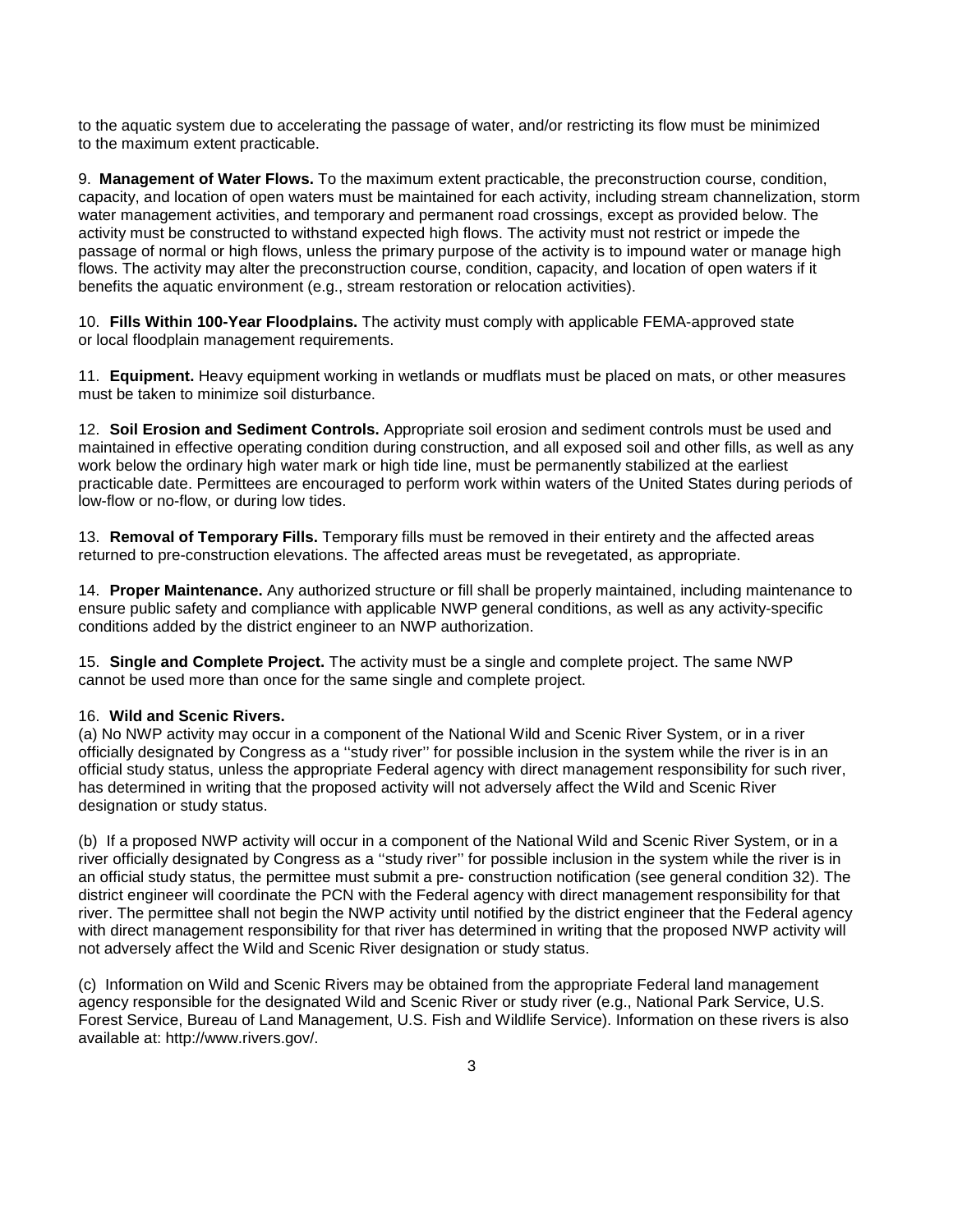to the aquatic system due to accelerating the passage of water, and/or restricting its flow must be minimized to the maximum extent practicable.

9. **Management of Water Flows.** To the maximum extent practicable, the preconstruction course, condition, capacity, and location of open waters must be maintained for each activity, including stream channelization, storm water management activities, and temporary and permanent road crossings, except as provided below. The activity must be constructed to withstand expected high flows. The activity must not restrict or impede the passage of normal or high flows, unless the primary purpose of the activity is to impound water or manage high flows. The activity may alter the preconstruction course, condition, capacity, and location of open waters if it benefits the aquatic environment (e.g., stream restoration or relocation activities).

10. **Fills Within 100-Year Floodplains.** The activity must comply with applicable FEMA-approved state or local floodplain management requirements.

11. **Equipment.** Heavy equipment working in wetlands or mudflats must be placed on mats, or other measures must be taken to minimize soil disturbance.

12. **Soil Erosion and Sediment Controls.** Appropriate soil erosion and sediment controls must be used and maintained in effective operating condition during construction, and all exposed soil and other fills, as well as any work below the ordinary high water mark or high tide line, must be permanently stabilized at the earliest practicable date. Permittees are encouraged to perform work within waters of the United States during periods of low-flow or no-flow, or during low tides.

13. **Removal of Temporary Fills.** Temporary fills must be removed in their entirety and the affected areas returned to pre-construction elevations. The affected areas must be revegetated, as appropriate.

14. **Proper Maintenance.** Any authorized structure or fill shall be properly maintained, including maintenance to ensure public safety and compliance with applicable NWP general conditions, as well as any activity-specific conditions added by the district engineer to an NWP authorization.

15. **Single and Complete Project.** The activity must be a single and complete project. The same NWP cannot be used more than once for the same single and complete project.

16. **Wild and Scenic Rivers.**

(a) No NWP activity may occur in a component of the National Wild and Scenic River System, or in a river officially designated by Congress as a ''study river'' for possible inclusion in the system while the river is in an official study status, unless the appropriate Federal agency with direct management responsibility for such river, has determined in writing that the proposed activity will not adversely affect the Wild and Scenic River designation or study status.

(b) If a proposed NWP activity will occur in a component of the National Wild and Scenic River System, or in a river officially designated by Congress as a ''study river'' for possible inclusion in the system while the river is in an official study status, the permittee must submit a pre- construction notification (see general condition 32). The district engineer will coordinate the PCN with the Federal agency with direct management responsibility for that river. The permittee shall not begin the NWP activity until notified by the district engineer that the Federal agency with direct management responsibility for that river has determined in writing that the proposed NWP activity will not adversely affect the Wild and Scenic River designation or study status.

(c) Information on Wild and Scenic Rivers may be obtained from the appropriate Federal land management agency responsible for the designated Wild and Scenic River or study river (e.g., National Park Service, U.S. Forest Service, Bureau of Land Management, U.S. Fish and Wildlife Service). Information on these rivers is also available at: http://www.rivers.gov/.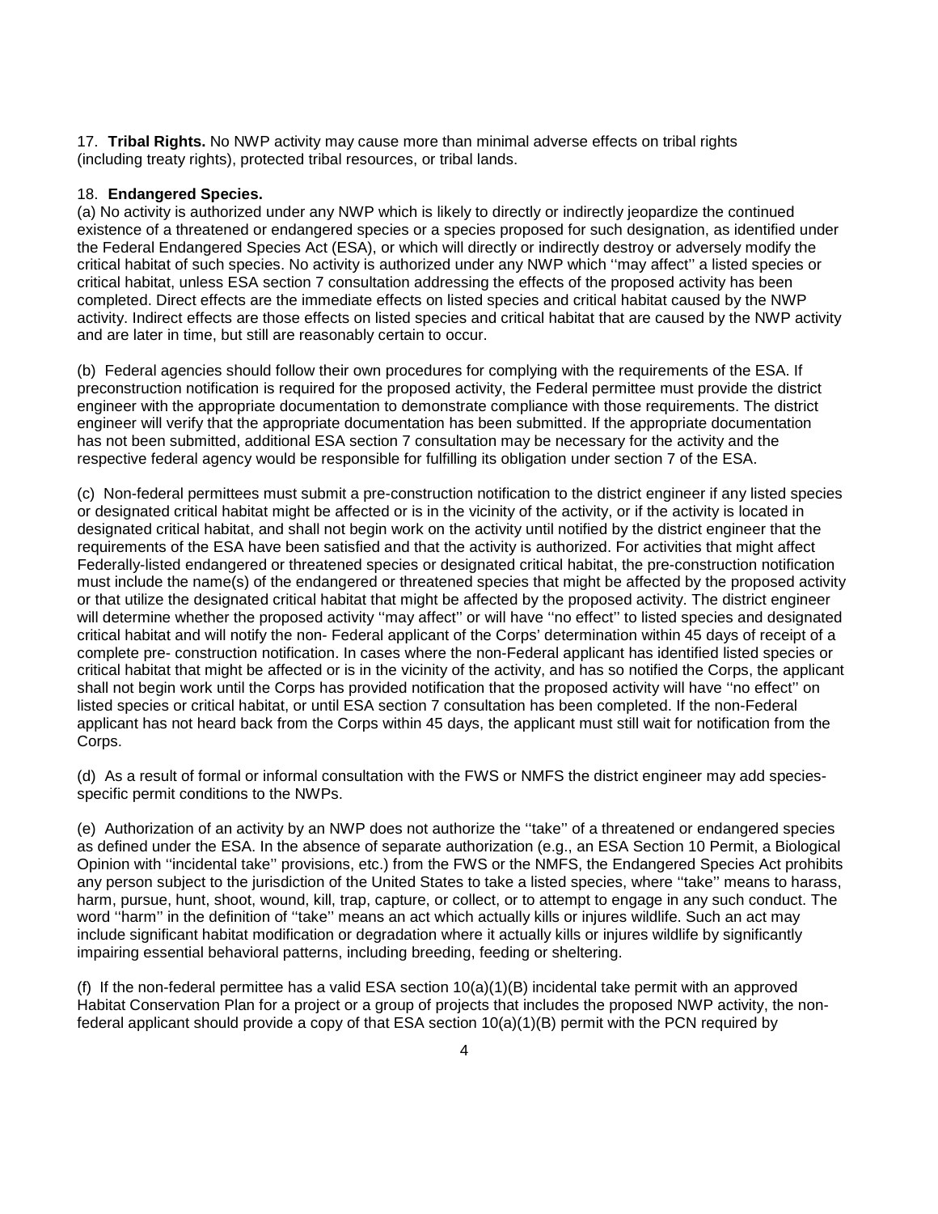17. **Tribal Rights.** No NWP activity may cause more than minimal adverse effects on tribal rights (including treaty rights), protected tribal resources, or tribal lands.

18. **Endangered Species.**

(a) No activity is authorized under any NWP which is likely to directly or indirectly jeopardize the continued existence of a threatened or endangered species or a species proposed for such designation, as identified under the Federal Endangered Species Act (ESA), or which will directly or indirectly destroy or adversely modify the critical habitat of such species. No activity is authorized under any NWP which ''may affect'' a listed species or critical habitat, unless ESA section 7 consultation addressing the effects of the proposed activity has been completed. Direct effects are the immediate effects on listed species and critical habitat caused by the NWP activity. Indirect effects are those effects on listed species and critical habitat that are caused by the NWP activity and are later in time, but still are reasonably certain to occur.

(b) Federal agencies should follow their own procedures for complying with the requirements of the ESA. If preconstruction notification is required for the proposed activity, the Federal permittee must provide the district engineer with the appropriate documentation to demonstrate compliance with those requirements. The district engineer will verify that the appropriate documentation has been submitted. If the appropriate documentation has not been submitted, additional ESA section 7 consultation may be necessary for the activity and the respective federal agency would be responsible for fulfilling its obligation under section 7 of the ESA.

(c) Non-federal permittees must submit a pre-construction notification to the district engineer if any listed species or designated critical habitat might be affected or is in the vicinity of the activity, or if the activity is located in designated critical habitat, and shall not begin work on the activity until notified by the district engineer that the requirements of the ESA have been satisfied and that the activity is authorized. For activities that might affect Federally-listed endangered or threatened species or designated critical habitat, the pre-construction notification must include the name(s) of the endangered or threatened species that might be affected by the proposed activity or that utilize the designated critical habitat that might be affected by the proposed activity. The district engineer will determine whether the proposed activity ''may affect'' or will have ''no effect'' to listed species and designated critical habitat and will notify the non- Federal applicant of the Corps' determination within 45 days of receipt of a complete pre- construction notification. In cases where the non-Federal applicant has identified listed species or critical habitat that might be affected or is in the vicinity of the activity, and has so notified the Corps, the applicant shall not begin work until the Corps has provided notification that the proposed activity will have ''no effect'' on listed species or critical habitat, or until ESA section 7 consultation has been completed. If the non-Federal applicant has not heard back from the Corps within 45 days, the applicant must still wait for notification from the Corps.

(d) As a result of formal or informal consultation with the FWS or NMFS the district engineer may add species-specific permit conditions to the NWPs.

(e) Authorization of an activity by an NWP does not authorize the ''take'' of a threatened or endangered species as defined under the ESA. In the absence of separate authorization (e.g., an ESA Section 10 Permit, a Biological Opinion with ''incidental take'' provisions, etc.) from the FWS or the NMFS, the Endangered Species Act prohibits any person subject to the jurisdiction of the United States to take a listed species, where ''take'' means to harass, harm, pursue, hunt, shoot, wound, kill, trap, capture, or collect, or to attempt to engage in any such conduct. The word ''harm'' in the definition of ''take'' means an act which actually kills or injures wildlife. Such an act may include significant habitat modification or degradation where it actually kills or injures wildlife by significantly impairing essential behavioral patterns, including breeding, feeding or sheltering.

(f) If the non-federal permittee has a valid ESA section 10(a)(1)(B) incidental take permit with an approved Habitat Conservation Plan for a project or a group of projects that includes the proposed NWP activity, the non-federal applicant should provide a copy of that ESA section 10(a)(1)(B) permit with the PCN required by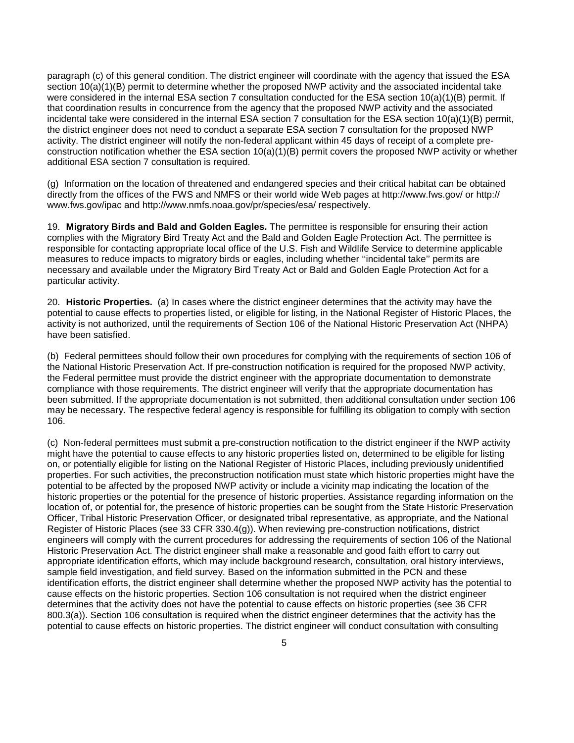paragraph (c) of this general condition. The district engineer will coordinate with the agency that issued the ESA section 10(a)(1)(B) permit to determine whether the proposed NWP activity and the associated incidental take were considered in the internal ESA section 7 consultation conducted for the ESA section 10(a)(1)(B) permit. If that coordination results in concurrence from the agency that the proposed NWP activity and the associated incidental take were considered in the internal ESA section 7 consultation for the ESA section 10(a)(1)(B) permit, the district engineer does not need to conduct a separate ESA section 7 consultation for the proposed NWP activity. The district engineer will notify the non-federal applicant within 45 days of receipt of a complete pre-construction notification whether the ESA section 10(a)(1)(B) permit covers the proposed NWP activity or whether additional ESA section 7 consultation is required.

(g) Information on the location of threatened and endangered species and their critical habitat can be obtained directly from the offices of the FWS and NMFS or their world wide Web pages at http://www.fws.gov/ or http://www.fws.gov/ipac and http://www.nmfs.noaa.gov/pr/species/esa/ respectively.

19. **Migratory Birds and Bald and Golden Eagles.** The permittee is responsible for ensuring their action complies with the Migratory Bird Treaty Act and the Bald and Golden Eagle Protection Act. The permittee is responsible for contacting appropriate local office of the U.S. Fish and Wildlife Service to determine applicable measures to reduce impacts to migratory birds or eagles, including whether ''incidental take'' permits are necessary and available under the Migratory Bird Treaty Act or Bald and Golden Eagle Protection Act for a particular activity.

20. **Historic Properties.** (a) In cases where the district engineer determines that the activity may have the potential to cause effects to properties listed, or eligible for listing, in the National Register of Historic Places, the activity is not authorized, until the requirements of Section 106 of the National Historic Preservation Act (NHPA) have been satisfied.

(b) Federal permittees should follow their own procedures for complying with the requirements of section 106 of the National Historic Preservation Act. If pre-construction notification is required for the proposed NWP activity, the Federal permittee must provide the district engineer with the appropriate documentation to demonstrate compliance with those requirements. The district engineer will verify that the appropriate documentation has been submitted. If the appropriate documentation is not submitted, then additional consultation under section 106 may be necessary. The respective federal agency is responsible for fulfilling its obligation to comply with section 106.

(c) Non-federal permittees must submit a pre-construction notification to the district engineer if the NWP activity might have the potential to cause effects to any historic properties listed on, determined to be eligible for listing on, or potentially eligible for listing on the National Register of Historic Places, including previously unidentified properties. For such activities, the preconstruction notification must state which historic properties might have the potential to be affected by the proposed NWP activity or include a vicinity map indicating the location of the historic properties or the potential for the presence of historic properties. Assistance regarding information on the location of, or potential for, the presence of historic properties can be sought from the State Historic Preservation Officer, Tribal Historic Preservation Officer, or designated tribal representative, as appropriate, and the National Register of Historic Places (see 33 CFR 330.4(g)). When reviewing pre-construction notifications, district engineers will comply with the current procedures for addressing the requirements of section 106 of the National Historic Preservation Act. The district engineer shall make a reasonable and good faith effort to carry out appropriate identification efforts, which may include background research, consultation, oral history interviews, sample field investigation, and field survey. Based on the information submitted in the PCN and these identification efforts, the district engineer shall determine whether the proposed NWP activity has the potential to cause effects on the historic properties. Section 106 consultation is not required when the district engineer determines that the activity does not have the potential to cause effects on historic properties (see 36 CFR 800.3(a)). Section 106 consultation is required when the district engineer determines that the activity has the potential to cause effects on historic properties. The district engineer will conduct consultation with consulting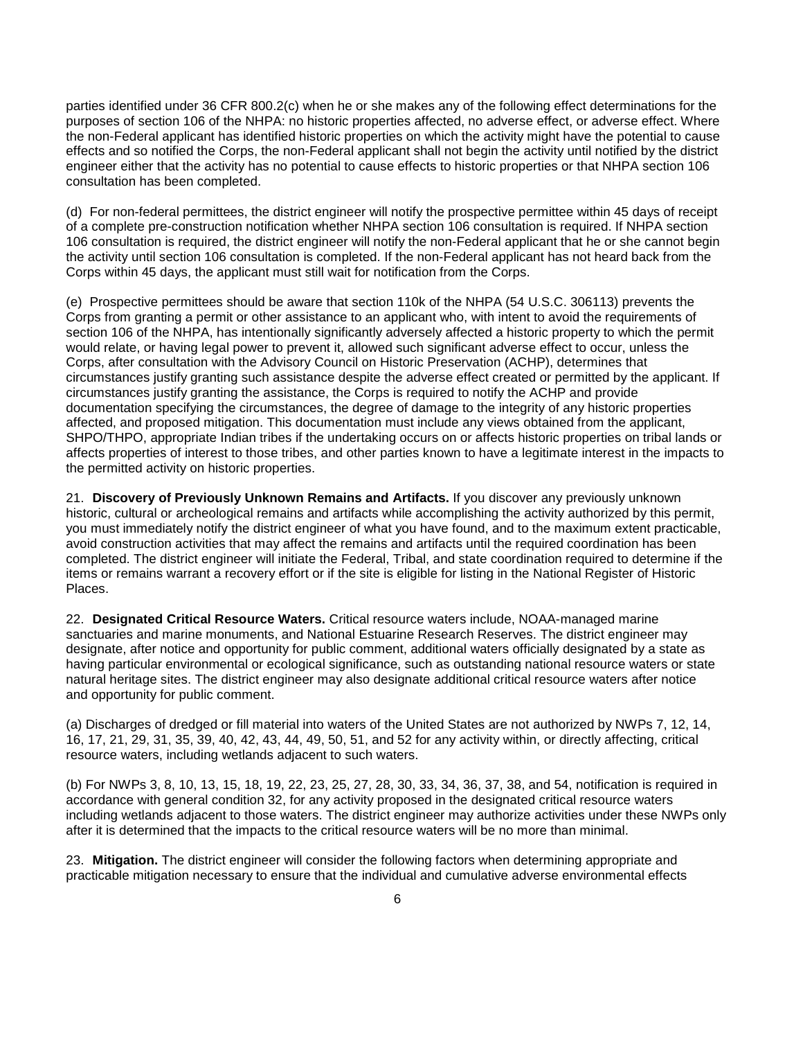parties identified under 36 CFR 800.2(c) when he or she makes any of the following effect determinations for the purposes of section 106 of the NHPA: no historic properties affected, no adverse effect, or adverse effect. Where the non-Federal applicant has identified historic properties on which the activity might have the potential to cause effects and so notified the Corps, the non-Federal applicant shall not begin the activity until notified by the district engineer either that the activity has no potential to cause effects to historic properties or that NHPA section 106 consultation has been completed.

(d) For non-federal permittees, the district engineer will notify the prospective permittee within 45 days of receipt of a complete pre-construction notification whether NHPA section 106 consultation is required. If NHPA section 106 consultation is required, the district engineer will notify the non-Federal applicant that he or she cannot begin the activity until section 106 consultation is completed. If the non-Federal applicant has not heard back from the Corps within 45 days, the applicant must still wait for notification from the Corps.

(e) Prospective permittees should be aware that section 110k of the NHPA (54 U.S.C. 306113) prevents the Corps from granting a permit or other assistance to an applicant who, with intent to avoid the requirements of section 106 of the NHPA, has intentionally significantly adversely affected a historic property to which the permit would relate, or having legal power to prevent it, allowed such significant adverse effect to occur, unless the Corps, after consultation with the Advisory Council on Historic Preservation (ACHP), determines that circumstances justify granting such assistance despite the adverse effect created or permitted by the applicant. If circumstances justify granting the assistance, the Corps is required to notify the ACHP and provide documentation specifying the circumstances, the degree of damage to the integrity of any historic properties affected, and proposed mitigation. This documentation must include any views obtained from the applicant, SHPO/THPO, appropriate Indian tribes if the undertaking occurs on or affects historic properties on tribal lands or affects properties of interest to those tribes, and other parties known to have a legitimate interest in the impacts to the permitted activity on historic properties.

21. **Discovery of Previously Unknown Remains and Artifacts.** If you discover any previously unknown historic, cultural or archeological remains and artifacts while accomplishing the activity authorized by this permit, you must immediately notify the district engineer of what you have found, and to the maximum extent practicable, avoid construction activities that may affect the remains and artifacts until the required coordination has been completed. The district engineer will initiate the Federal, Tribal, and state coordination required to determine if the items or remains warrant a recovery effort or if the site is eligible for listing in the National Register of Historic Places.

22. **Designated Critical Resource Waters.** Critical resource waters include, NOAA-managed marine sanctuaries and marine monuments, and National Estuarine Research Reserves. The district engineer may designate, after notice and opportunity for public comment, additional waters officially designated by a state as having particular environmental or ecological significance, such as outstanding national resource waters or state natural heritage sites. The district engineer may also designate additional critical resource waters after notice and opportunity for public comment.

(a) Discharges of dredged or fill material into waters of the United States are not authorized by NWPs 7, 12, 14, 16, 17, 21, 29, 31, 35, 39, 40, 42, 43, 44, 49, 50, 51, and 52 for any activity within, or directly affecting, critical resource waters, including wetlands adjacent to such waters.

(b) For NWPs 3, 8, 10, 13, 15, 18, 19, 22, 23, 25, 27, 28, 30, 33, 34, 36, 37, 38, and 54, notification is required in accordance with general condition 32, for any activity proposed in the designated critical resource waters including wetlands adjacent to those waters. The district engineer may authorize activities under these NWPs only after it is determined that the impacts to the critical resource waters will be no more than minimal.

23. **Mitigation.** The district engineer will consider the following factors when determining appropriate and practicable mitigation necessary to ensure that the individual and cumulative adverse environmental effects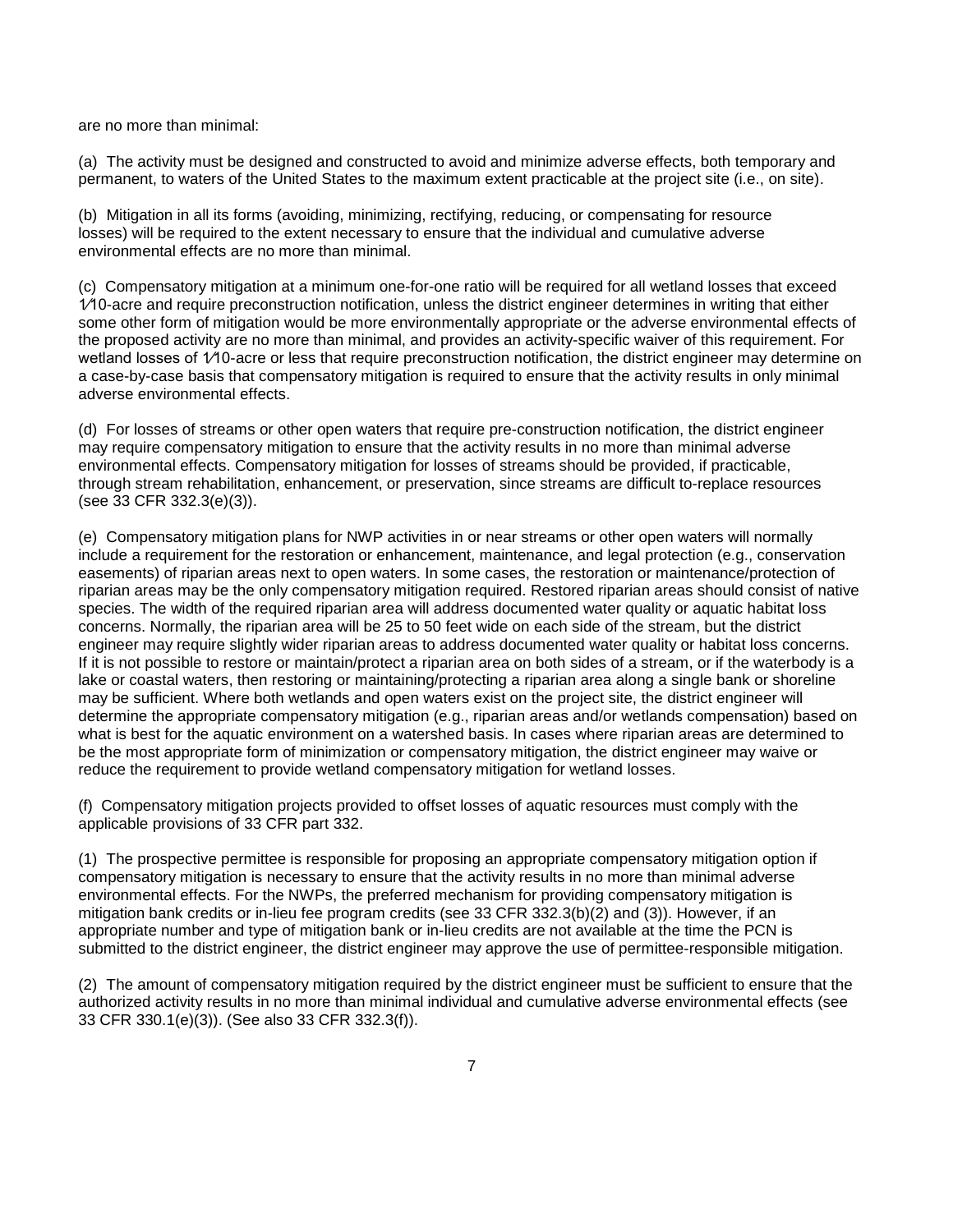are no more than minimal:

(a) The activity must be designed and constructed to avoid and minimize adverse effects, both temporary and permanent, to waters of the United States to the maximum extent practicable at the project site (i.e., on site).

(b) Mitigation in all its forms (avoiding, minimizing, rectifying, reducing, or compensating for resource losses) will be required to the extent necessary to ensure that the individual and cumulative adverse environmental effects are no more than minimal.

(c) Compensatory mitigation at a minimum one-for-one ratio will be required for all wetland losses that exceed 1⁄10-acre and require preconstruction notification, unless the district engineer determines in writing that either some other form of mitigation would be more environmentally appropriate or the adverse environmental effects of the proposed activity are no more than minimal, and provides an activity-specific waiver of this requirement. For wetland losses of 1⁄10-acre or less that require preconstruction notification, the district engineer may determine on a case-by-case basis that compensatory mitigation is required to ensure that the activity results in only minimal adverse environmental effects.

(d) For losses of streams or other open waters that require pre-construction notification, the district engineer may require compensatory mitigation to ensure that the activity results in no more than minimal adverse environmental effects. Compensatory mitigation for losses of streams should be provided, if practicable, through stream rehabilitation, enhancement, or preservation, since streams are difficult to-replace resources (see 33 CFR 332.3(e)(3)).

(e) Compensatory mitigation plans for NWP activities in or near streams or other open waters will normally include a requirement for the restoration or enhancement, maintenance, and legal protection (e.g., conservation easements) of riparian areas next to open waters. In some cases, the restoration or maintenance/protection of riparian areas may be the only compensatory mitigation required. Restored riparian areas should consist of native species. The width of the required riparian area will address documented water quality or aquatic habitat loss concerns. Normally, the riparian area will be 25 to 50 feet wide on each side of the stream, but the district engineer may require slightly wider riparian areas to address documented water quality or habitat loss concerns. If it is not possible to restore or maintain/protect a riparian area on both sides of a stream, or if the waterbody is a lake or coastal waters, then restoring or maintaining/protecting a riparian area along a single bank or shoreline may be sufficient. Where both wetlands and open waters exist on the project site, the district engineer will determine the appropriate compensatory mitigation (e.g., riparian areas and/or wetlands compensation) based on what is best for the aquatic environment on a watershed basis. In cases where riparian areas are determined to be the most appropriate form of minimization or compensatory mitigation, the district engineer may waive or reduce the requirement to provide wetland compensatory mitigation for wetland losses.

(f) Compensatory mitigation projects provided to offset losses of aquatic resources must comply with the applicable provisions of 33 CFR part 332.

(1) The prospective permittee is responsible for proposing an appropriate compensatory mitigation option if compensatory mitigation is necessary to ensure that the activity results in no more than minimal adverse environmental effects. For the NWPs, the preferred mechanism for providing compensatory mitigation is mitigation bank credits or in-lieu fee program credits (see 33 CFR 332.3(b)(2) and (3)). However, if an appropriate number and type of mitigation bank or in-lieu credits are not available at the time the PCN is submitted to the district engineer, the district engineer may approve the use of permittee-responsible mitigation.

(2) The amount of compensatory mitigation required by the district engineer must be sufficient to ensure that the authorized activity results in no more than minimal individual and cumulative adverse environmental effects (see 33 CFR 330.1(e)(3)). (See also 33 CFR 332.3(f)).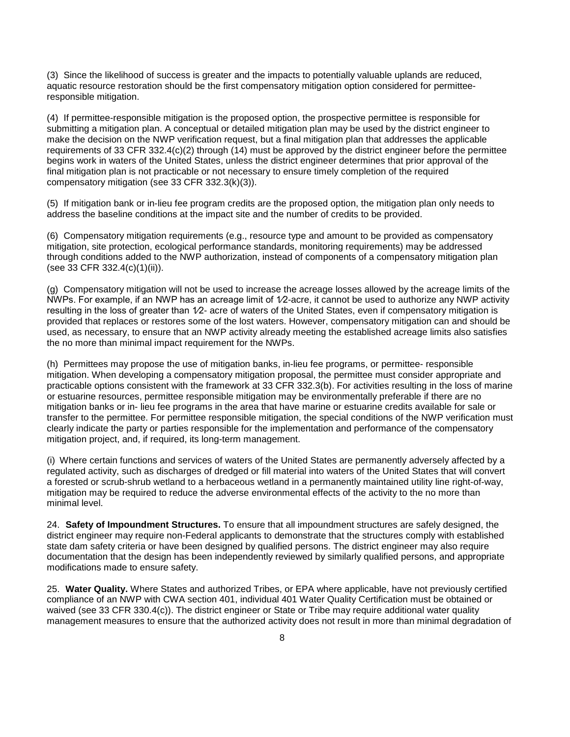(3) Since the likelihood of success is greater and the impacts to potentially valuable uplands are reduced, aquatic resource restoration should be the first compensatory mitigation option considered for permittee-responsible mitigation.

(4) If permittee-responsible mitigation is the proposed option, the prospective permittee is responsible for submitting a mitigation plan. A conceptual or detailed mitigation plan may be used by the district engineer to make the decision on the NWP verification request, but a final mitigation plan that addresses the applicable requirements of 33 CFR 332.4(c)(2) through (14) must be approved by the district engineer before the permittee begins work in waters of the United States, unless the district engineer determines that prior approval of the final mitigation plan is not practicable or not necessary to ensure timely completion of the required compensatory mitigation (see 33 CFR 332.3(k)(3)).

(5) If mitigation bank or in-lieu fee program credits are the proposed option, the mitigation plan only needs to address the baseline conditions at the impact site and the number of credits to be provided.

(6) Compensatory mitigation requirements (e.g., resource type and amount to be provided as compensatory mitigation, site protection, ecological performance standards, monitoring requirements) may be addressed through conditions added to the NWP authorization, instead of components of a compensatory mitigation plan (see 33 CFR 332.4(c)(1)(ii)).

(g) Compensatory mitigation will not be used to increase the acreage losses allowed by the acreage limits of the NWPs. For example, if an NWP has an acreage limit of 1⁄2-acre, it cannot be used to authorize any NWP activity resulting in the loss of greater than 1⁄2- acre of waters of the United States, even if compensatory mitigation is provided that replaces or restores some of the lost waters. However, compensatory mitigation can and should be used, as necessary, to ensure that an NWP activity already meeting the established acreage limits also satisfies the no more than minimal impact requirement for the NWPs.

(h) Permittees may propose the use of mitigation banks, in-lieu fee programs, or permittee- responsible mitigation. When developing a compensatory mitigation proposal, the permittee must consider appropriate and practicable options consistent with the framework at 33 CFR 332.3(b). For activities resulting in the loss of marine or estuarine resources, permittee responsible mitigation may be environmentally preferable if there are no mitigation banks or in- lieu fee programs in the area that have marine or estuarine credits available for sale or transfer to the permittee. For permittee responsible mitigation, the special conditions of the NWP verification must clearly indicate the party or parties responsible for the implementation and performance of the compensatory mitigation project, and, if required, its long-term management.

(i) Where certain functions and services of waters of the United States are permanently adversely affected by a regulated activity, such as discharges of dredged or fill material into waters of the United States that will convert a forested or scrub-shrub wetland to a herbaceous wetland in a permanently maintained utility line right-of-way, mitigation may be required to reduce the adverse environmental effects of the activity to the no more than minimal level.

24. **Safety of Impoundment Structures.** To ensure that all impoundment structures are safely designed, the district engineer may require non-Federal applicants to demonstrate that the structures comply with established state dam safety criteria or have been designed by qualified persons. The district engineer may also require documentation that the design has been independently reviewed by similarly qualified persons, and appropriate modifications made to ensure safety.

25. **Water Quality.** Where States and authorized Tribes, or EPA where applicable, have not previously certified compliance of an NWP with CWA section 401, individual 401 Water Quality Certification must be obtained or waived (see 33 CFR 330.4(c)). The district engineer or State or Tribe may require additional water quality management measures to ensure that the authorized activity does not result in more than minimal degradation of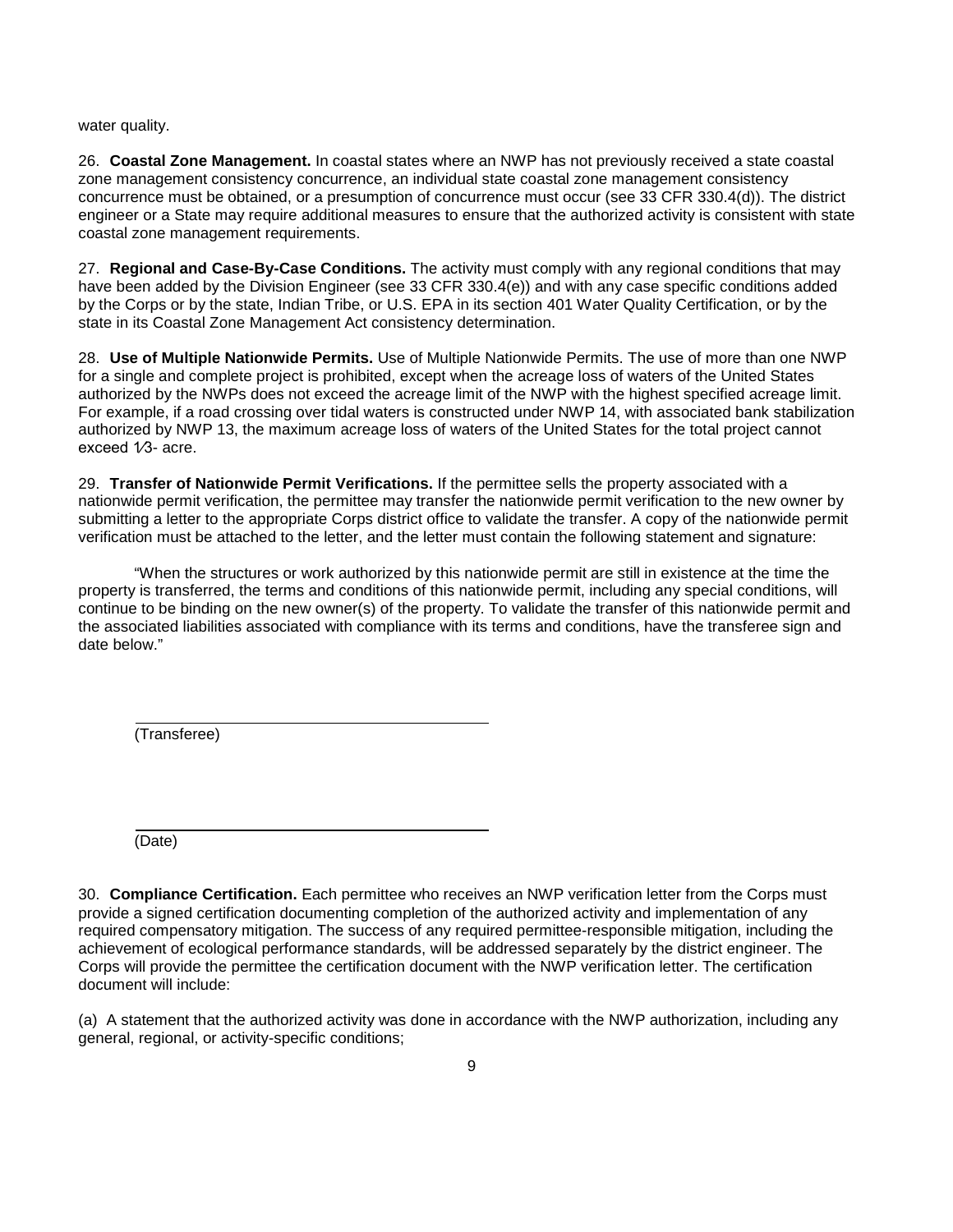water quality.

26. **Coastal Zone Management.** In coastal states where an NWP has not previously received a state coastal zone management consistency concurrence, an individual state coastal zone management consistency concurrence must be obtained, or a presumption of concurrence must occur (see 33 CFR 330.4(d)). The district engineer or a State may require additional measures to ensure that the authorized activity is consistent with state coastal zone management requirements.

27. **Regional and Case-By-Case Conditions.** The activity must comply with any regional conditions that may have been added by the Division Engineer (see 33 CFR 330.4(e)) and with any case specific conditions added by the Corps or by the state, Indian Tribe, or U.S. EPA in its section 401 Water Quality Certification, or by the state in its Coastal Zone Management Act consistency determination.

28. **Use of Multiple Nationwide Permits.** Use of Multiple Nationwide Permits. The use of more than one NWP for a single and complete project is prohibited, except when the acreage loss of waters of the United States authorized by the NWPs does not exceed the acreage limit of the NWP with the highest specified acreage limit. For example, if a road crossing over tidal waters is constructed under NWP 14, with associated bank stabilization authorized by NWP 13, the maximum acreage loss of waters of the United States for the total project cannot exceed 1⁄3- acre.

29. **Transfer of Nationwide Permit Verifications.** If the permittee sells the property associated with a nationwide permit verification, the permittee may transfer the nationwide permit verification to the new owner by submitting a letter to the appropriate Corps district office to validate the transfer. A copy of the nationwide permit verification must be attached to the letter, and the letter must contain the following statement and signature:

"When the structures or work authorized by this nationwide permit are still in existence at the time the property is transferred, the terms and conditions of this nationwide permit, including any special conditions, will continue to be binding on the new owner(s) of the property. To validate the transfer of this nationwide permit and the associated liabilities associated with compliance with its terms and conditions, have the transferee sign and date below."

\_\_\_\_\_\_\_\_\_\_\_\_\_\_\_\_\_\_\_\_\_\_\_\_\_\_\_\_\_\_\_\_\_\_\_\_
(Transferee)

\_\_\_\_\_\_\_\_\_\_\_\_\_\_\_\_\_\_\_\_\_\_\_\_\_\_\_\_\_\_\_\_\_\_\_\_
(Date)

30. **Compliance Certification.** Each permittee who receives an NWP verification letter from the Corps must provide a signed certification documenting completion of the authorized activity and implementation of any required compensatory mitigation. The success of any required permittee-responsible mitigation, including the achievement of ecological performance standards, will be addressed separately by the district engineer. The Corps will provide the permittee the certification document with the NWP verification letter. The certification document will include:

(a) A statement that the authorized activity was done in accordance with the NWP authorization, including any general, regional, or activity-specific conditions;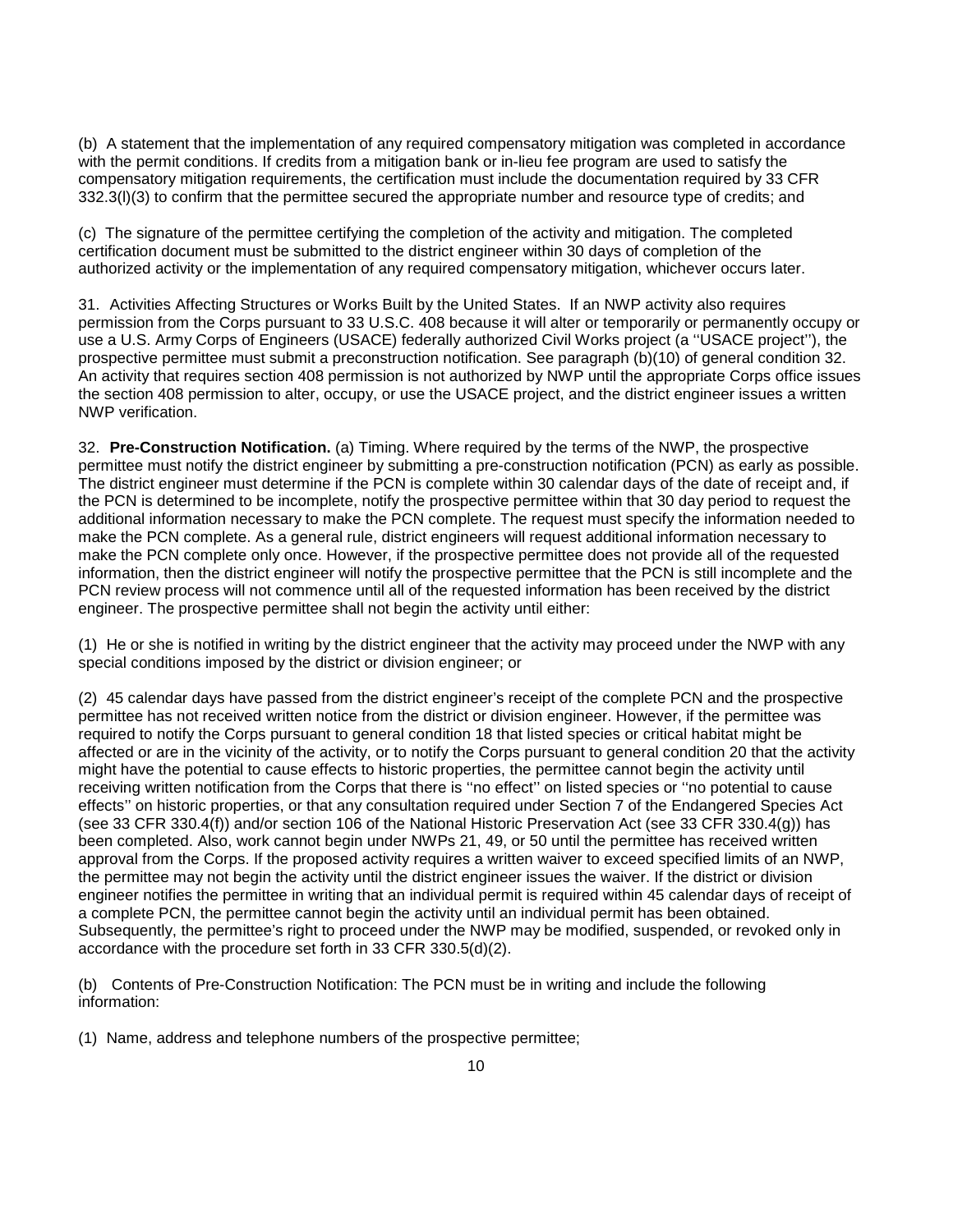(b) A statement that the implementation of any required compensatory mitigation was completed in accordance with the permit conditions. If credits from a mitigation bank or in-lieu fee program are used to satisfy the compensatory mitigation requirements, the certification must include the documentation required by 33 CFR 332.3(l)(3) to confirm that the permittee secured the appropriate number and resource type of credits; and

(c) The signature of the permittee certifying the completion of the activity and mitigation. The completed certification document must be submitted to the district engineer within 30 days of completion of the authorized activity or the implementation of any required compensatory mitigation, whichever occurs later.

31. Activities Affecting Structures or Works Built by the United States. If an NWP activity also requires permission from the Corps pursuant to 33 U.S.C. 408 because it will alter or temporarily or permanently occupy or use a U.S. Army Corps of Engineers (USACE) federally authorized Civil Works project (a ''USACE project''), the prospective permittee must submit a preconstruction notification. See paragraph (b)(10) of general condition 32. An activity that requires section 408 permission is not authorized by NWP until the appropriate Corps office issues the section 408 permission to alter, occupy, or use the USACE project, and the district engineer issues a written NWP verification.

32. **Pre-Construction Notification.** (a) Timing. Where required by the terms of the NWP, the prospective permittee must notify the district engineer by submitting a pre-construction notification (PCN) as early as possible. The district engineer must determine if the PCN is complete within 30 calendar days of the date of receipt and, if the PCN is determined to be incomplete, notify the prospective permittee within that 30 day period to request the additional information necessary to make the PCN complete. The request must specify the information needed to make the PCN complete. As a general rule, district engineers will request additional information necessary to make the PCN complete only once. However, if the prospective permittee does not provide all of the requested information, then the district engineer will notify the prospective permittee that the PCN is still incomplete and the PCN review process will not commence until all of the requested information has been received by the district engineer. The prospective permittee shall not begin the activity until either:

(1) He or she is notified in writing by the district engineer that the activity may proceed under the NWP with any special conditions imposed by the district or division engineer; or

(2) 45 calendar days have passed from the district engineer's receipt of the complete PCN and the prospective permittee has not received written notice from the district or division engineer. However, if the permittee was required to notify the Corps pursuant to general condition 18 that listed species or critical habitat might be affected or are in the vicinity of the activity, or to notify the Corps pursuant to general condition 20 that the activity might have the potential to cause effects to historic properties, the permittee cannot begin the activity until receiving written notification from the Corps that there is ''no effect'' on listed species or ''no potential to cause effects'' on historic properties, or that any consultation required under Section 7 of the Endangered Species Act (see 33 CFR 330.4(f)) and/or section 106 of the National Historic Preservation Act (see 33 CFR 330.4(g)) has been completed. Also, work cannot begin under NWPs 21, 49, or 50 until the permittee has received written approval from the Corps. If the proposed activity requires a written waiver to exceed specified limits of an NWP, the permittee may not begin the activity until the district engineer issues the waiver. If the district or division engineer notifies the permittee in writing that an individual permit is required within 45 calendar days of receipt of a complete PCN, the permittee cannot begin the activity until an individual permit has been obtained. Subsequently, the permittee's right to proceed under the NWP may be modified, suspended, or revoked only in accordance with the procedure set forth in 33 CFR 330.5(d)(2).

(b) Contents of Pre-Construction Notification: The PCN must be in writing and include the following information:

(1) Name, address and telephone numbers of the prospective permittee;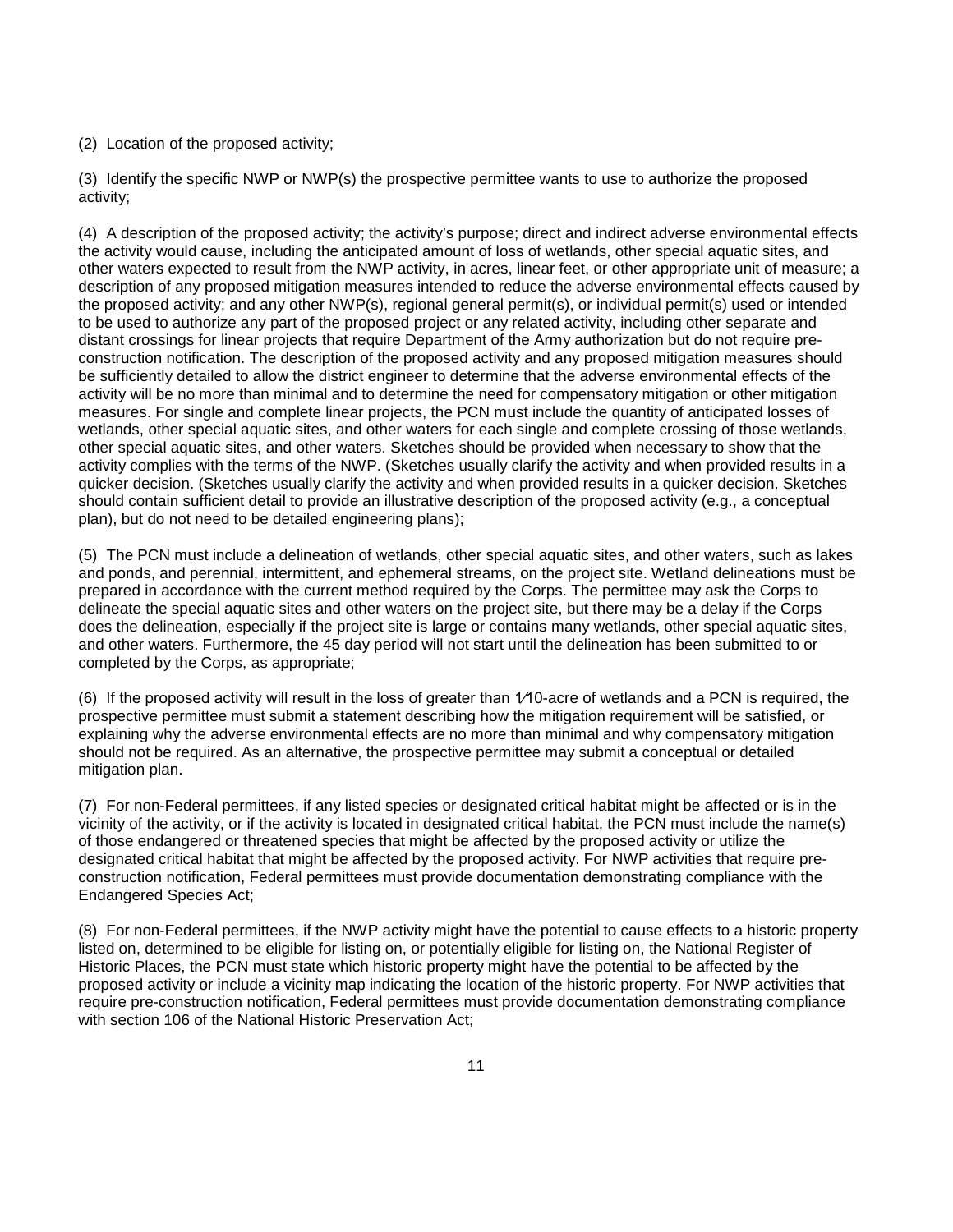(2) Location of the proposed activity;

(3) Identify the specific NWP or NWP(s) the prospective permittee wants to use to authorize the proposed activity;

(4) A description of the proposed activity; the activity's purpose; direct and indirect adverse environmental effects the activity would cause, including the anticipated amount of loss of wetlands, other special aquatic sites, and other waters expected to result from the NWP activity, in acres, linear feet, or other appropriate unit of measure; a description of any proposed mitigation measures intended to reduce the adverse environmental effects caused by the proposed activity; and any other NWP(s), regional general permit(s), or individual permit(s) used or intended to be used to authorize any part of the proposed project or any related activity, including other separate and distant crossings for linear projects that require Department of the Army authorization but do not require pre-construction notification. The description of the proposed activity and any proposed mitigation measures should be sufficiently detailed to allow the district engineer to determine that the adverse environmental effects of the activity will be no more than minimal and to determine the need for compensatory mitigation or other mitigation measures. For single and complete linear projects, the PCN must include the quantity of anticipated losses of wetlands, other special aquatic sites, and other waters for each single and complete crossing of those wetlands, other special aquatic sites, and other waters. Sketches should be provided when necessary to show that the activity complies with the terms of the NWP. (Sketches usually clarify the activity and when provided results in a quicker decision. (Sketches usually clarify the activity and when provided results in a quicker decision. Sketches should contain sufficient detail to provide an illustrative description of the proposed activity (e.g., a conceptual plan), but do not need to be detailed engineering plans);

(5) The PCN must include a delineation of wetlands, other special aquatic sites, and other waters, such as lakes and ponds, and perennial, intermittent, and ephemeral streams, on the project site. Wetland delineations must be prepared in accordance with the current method required by the Corps. The permittee may ask the Corps to delineate the special aquatic sites and other waters on the project site, but there may be a delay if the Corps does the delineation, especially if the project site is large or contains many wetlands, other special aquatic sites, and other waters. Furthermore, the 45 day period will not start until the delineation has been submitted to or completed by the Corps, as appropriate;

(6) If the proposed activity will result in the loss of greater than 1⁄10-acre of wetlands and a PCN is required, the prospective permittee must submit a statement describing how the mitigation requirement will be satisfied, or explaining why the adverse environmental effects are no more than minimal and why compensatory mitigation should not be required. As an alternative, the prospective permittee may submit a conceptual or detailed mitigation plan.

(7) For non-Federal permittees, if any listed species or designated critical habitat might be affected or is in the vicinity of the activity, or if the activity is located in designated critical habitat, the PCN must include the name(s) of those endangered or threatened species that might be affected by the proposed activity or utilize the designated critical habitat that might be affected by the proposed activity. For NWP activities that require pre-construction notification, Federal permittees must provide documentation demonstrating compliance with the Endangered Species Act;

(8) For non-Federal permittees, if the NWP activity might have the potential to cause effects to a historic property listed on, determined to be eligible for listing on, or potentially eligible for listing on, the National Register of Historic Places, the PCN must state which historic property might have the potential to be affected by the proposed activity or include a vicinity map indicating the location of the historic property. For NWP activities that require pre-construction notification, Federal permittees must provide documentation demonstrating compliance with section 106 of the National Historic Preservation Act;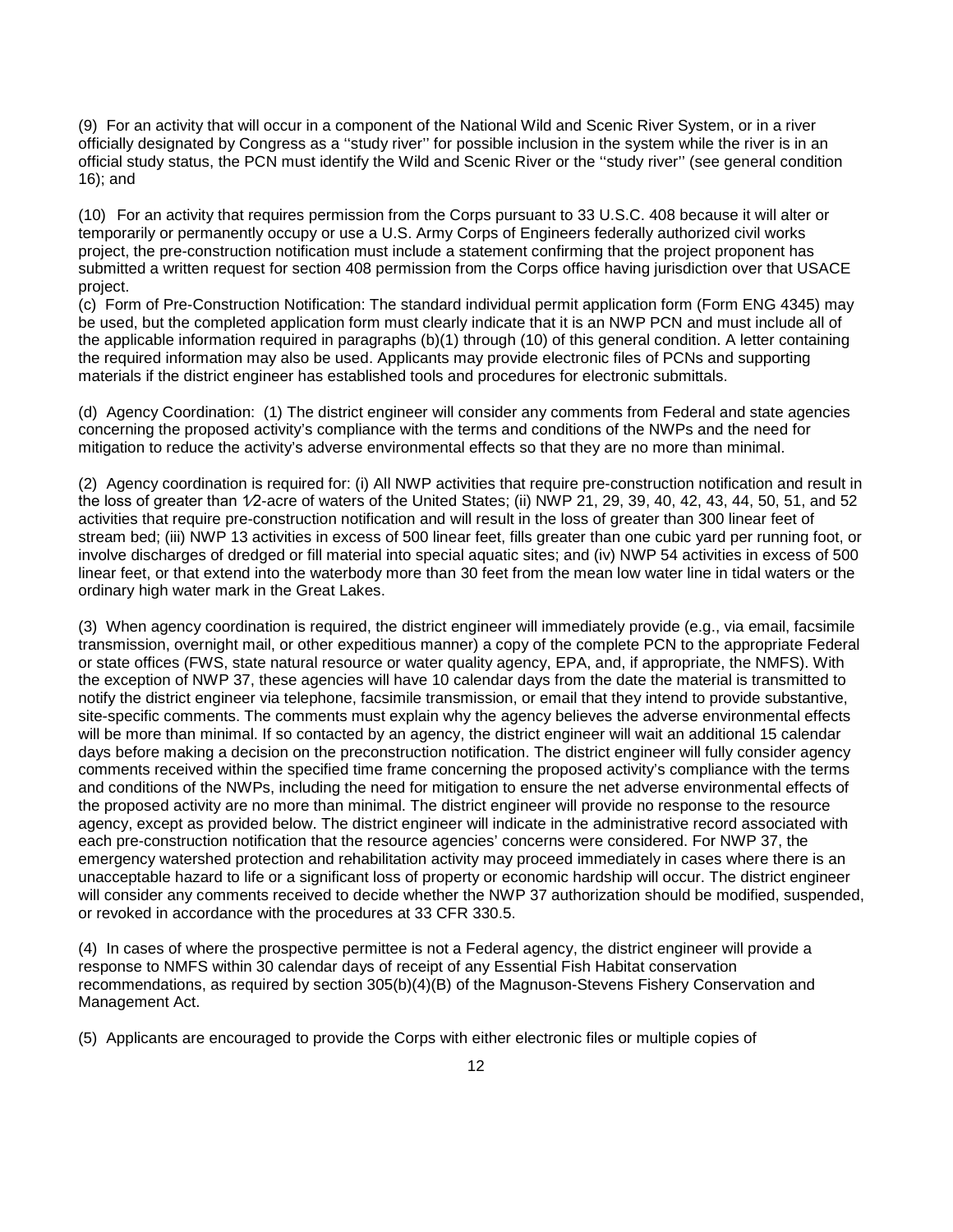(9) For an activity that will occur in a component of the National Wild and Scenic River System, or in a river officially designated by Congress as a ''study river'' for possible inclusion in the system while the river is in an official study status, the PCN must identify the Wild and Scenic River or the ''study river'' (see general condition 16); and

(10) For an activity that requires permission from the Corps pursuant to 33 U.S.C. 408 because it will alter or temporarily or permanently occupy or use a U.S. Army Corps of Engineers federally authorized civil works project, the pre-construction notification must include a statement confirming that the project proponent has submitted a written request for section 408 permission from the Corps office having jurisdiction over that USACE project.

(c) Form of Pre-Construction Notification: The standard individual permit application form (Form ENG 4345) may be used, but the completed application form must clearly indicate that it is an NWP PCN and must include all of the applicable information required in paragraphs (b)(1) through (10) of this general condition. A letter containing the required information may also be used. Applicants may provide electronic files of PCNs and supporting materials if the district engineer has established tools and procedures for electronic submittals.

(d) Agency Coordination: (1) The district engineer will consider any comments from Federal and state agencies concerning the proposed activity's compliance with the terms and conditions of the NWPs and the need for mitigation to reduce the activity's adverse environmental effects so that they are no more than minimal.

(2) Agency coordination is required for: (i) All NWP activities that require pre-construction notification and result in the loss of greater than 1⁄2-acre of waters of the United States; (ii) NWP 21, 29, 39, 40, 42, 43, 44, 50, 51, and 52 activities that require pre-construction notification and will result in the loss of greater than 300 linear feet of stream bed; (iii) NWP 13 activities in excess of 500 linear feet, fills greater than one cubic yard per running foot, or involve discharges of dredged or fill material into special aquatic sites; and (iv) NWP 54 activities in excess of 500 linear feet, or that extend into the waterbody more than 30 feet from the mean low water line in tidal waters or the ordinary high water mark in the Great Lakes.

(3) When agency coordination is required, the district engineer will immediately provide (e.g., via email, facsimile transmission, overnight mail, or other expeditious manner) a copy of the complete PCN to the appropriate Federal or state offices (FWS, state natural resource or water quality agency, EPA, and, if appropriate, the NMFS). With the exception of NWP 37, these agencies will have 10 calendar days from the date the material is transmitted to notify the district engineer via telephone, facsimile transmission, or email that they intend to provide substantive, site-specific comments. The comments must explain why the agency believes the adverse environmental effects will be more than minimal. If so contacted by an agency, the district engineer will wait an additional 15 calendar days before making a decision on the preconstruction notification. The district engineer will fully consider agency comments received within the specified time frame concerning the proposed activity's compliance with the terms and conditions of the NWPs, including the need for mitigation to ensure the net adverse environmental effects of the proposed activity are no more than minimal. The district engineer will provide no response to the resource agency, except as provided below. The district engineer will indicate in the administrative record associated with each pre-construction notification that the resource agencies' concerns were considered. For NWP 37, the emergency watershed protection and rehabilitation activity may proceed immediately in cases where there is an unacceptable hazard to life or a significant loss of property or economic hardship will occur. The district engineer will consider any comments received to decide whether the NWP 37 authorization should be modified, suspended, or revoked in accordance with the procedures at 33 CFR 330.5.

(4) In cases of where the prospective permittee is not a Federal agency, the district engineer will provide a response to NMFS within 30 calendar days of receipt of any Essential Fish Habitat conservation recommendations, as required by section 305(b)(4)(B) of the Magnuson-Stevens Fishery Conservation and Management Act.

(5) Applicants are encouraged to provide the Corps with either electronic files or multiple copies of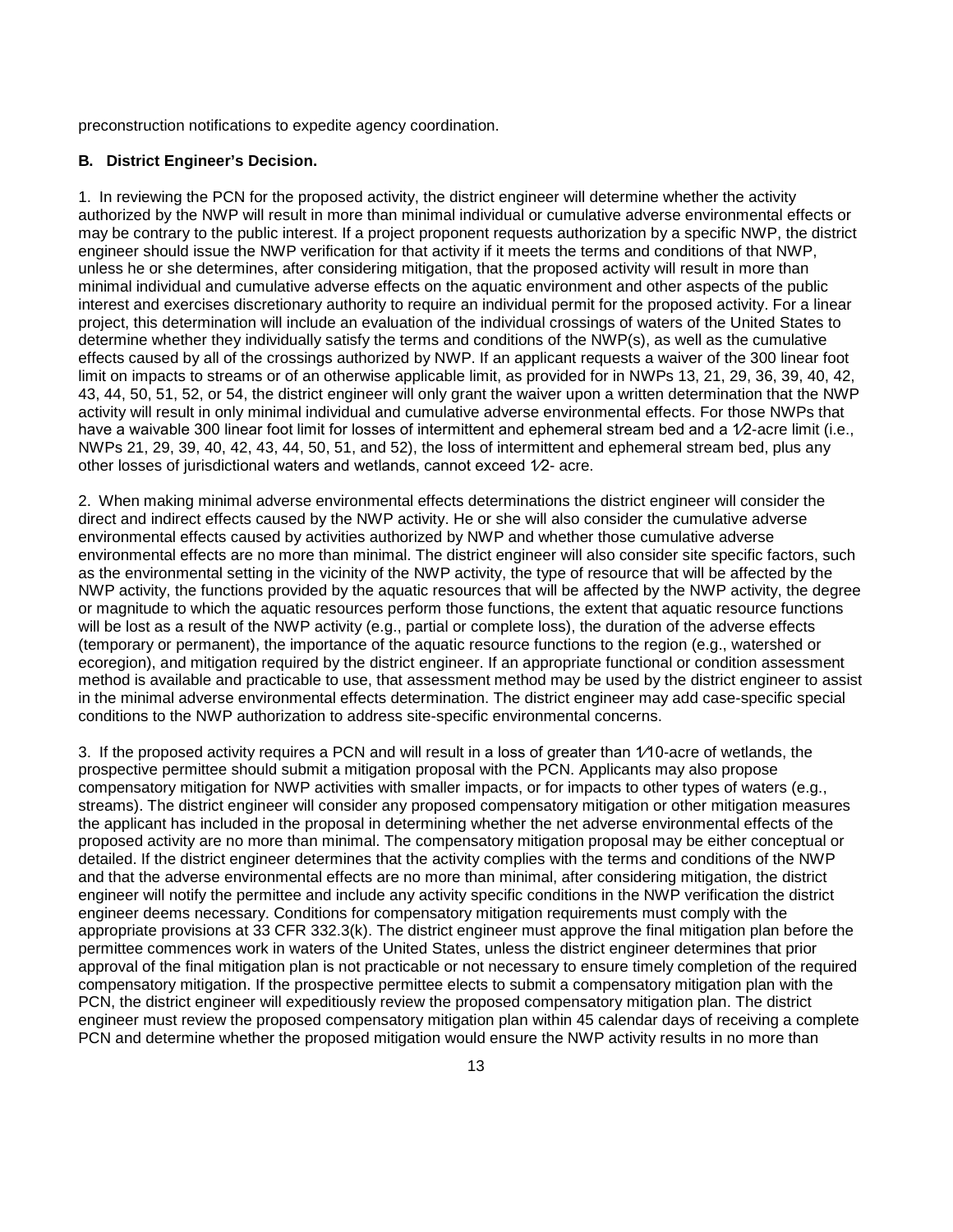preconstruction notifications to expedite agency coordination.

**B. District Engineer's Decision.**

1. In reviewing the PCN for the proposed activity, the district engineer will determine whether the activity authorized by the NWP will result in more than minimal individual or cumulative adverse environmental effects or may be contrary to the public interest. If a project proponent requests authorization by a specific NWP, the district engineer should issue the NWP verification for that activity if it meets the terms and conditions of that NWP, unless he or she determines, after considering mitigation, that the proposed activity will result in more than minimal individual and cumulative adverse effects on the aquatic environment and other aspects of the public interest and exercises discretionary authority to require an individual permit for the proposed activity. For a linear project, this determination will include an evaluation of the individual crossings of waters of the United States to determine whether they individually satisfy the terms and conditions of the NWP(s), as well as the cumulative effects caused by all of the crossings authorized by NWP. If an applicant requests a waiver of the 300 linear foot limit on impacts to streams or of an otherwise applicable limit, as provided for in NWPs 13, 21, 29, 36, 39, 40, 42, 43, 44, 50, 51, 52, or 54, the district engineer will only grant the waiver upon a written determination that the NWP activity will result in only minimal individual and cumulative adverse environmental effects. For those NWPs that have a waivable 300 linear foot limit for losses of intermittent and ephemeral stream bed and a 1⁄2-acre limit (i.e., NWPs 21, 29, 39, 40, 42, 43, 44, 50, 51, and 52), the loss of intermittent and ephemeral stream bed, plus any other losses of jurisdictional waters and wetlands, cannot exceed 1⁄2- acre.

2. When making minimal adverse environmental effects determinations the district engineer will consider the direct and indirect effects caused by the NWP activity. He or she will also consider the cumulative adverse environmental effects caused by activities authorized by NWP and whether those cumulative adverse environmental effects are no more than minimal. The district engineer will also consider site specific factors, such as the environmental setting in the vicinity of the NWP activity, the type of resource that will be affected by the NWP activity, the functions provided by the aquatic resources that will be affected by the NWP activity, the degree or magnitude to which the aquatic resources perform those functions, the extent that aquatic resource functions will be lost as a result of the NWP activity (e.g., partial or complete loss), the duration of the adverse effects (temporary or permanent), the importance of the aquatic resource functions to the region (e.g., watershed or ecoregion), and mitigation required by the district engineer. If an appropriate functional or condition assessment method is available and practicable to use, that assessment method may be used by the district engineer to assist in the minimal adverse environmental effects determination. The district engineer may add case-specific special conditions to the NWP authorization to address site-specific environmental concerns.

3. If the proposed activity requires a PCN and will result in a loss of greater than 1⁄10-acre of wetlands, the prospective permittee should submit a mitigation proposal with the PCN. Applicants may also propose compensatory mitigation for NWP activities with smaller impacts, or for impacts to other types of waters (e.g., streams). The district engineer will consider any proposed compensatory mitigation or other mitigation measures the applicant has included in the proposal in determining whether the net adverse environmental effects of the proposed activity are no more than minimal. The compensatory mitigation proposal may be either conceptual or detailed. If the district engineer determines that the activity complies with the terms and conditions of the NWP and that the adverse environmental effects are no more than minimal, after considering mitigation, the district engineer will notify the permittee and include any activity specific conditions in the NWP verification the district engineer deems necessary. Conditions for compensatory mitigation requirements must comply with the appropriate provisions at 33 CFR 332.3(k). The district engineer must approve the final mitigation plan before the permittee commences work in waters of the United States, unless the district engineer determines that prior approval of the final mitigation plan is not practicable or not necessary to ensure timely completion of the required compensatory mitigation. If the prospective permittee elects to submit a compensatory mitigation plan with the PCN, the district engineer will expeditiously review the proposed compensatory mitigation plan. The district engineer must review the proposed compensatory mitigation plan within 45 calendar days of receiving a complete PCN and determine whether the proposed mitigation would ensure the NWP activity results in no more than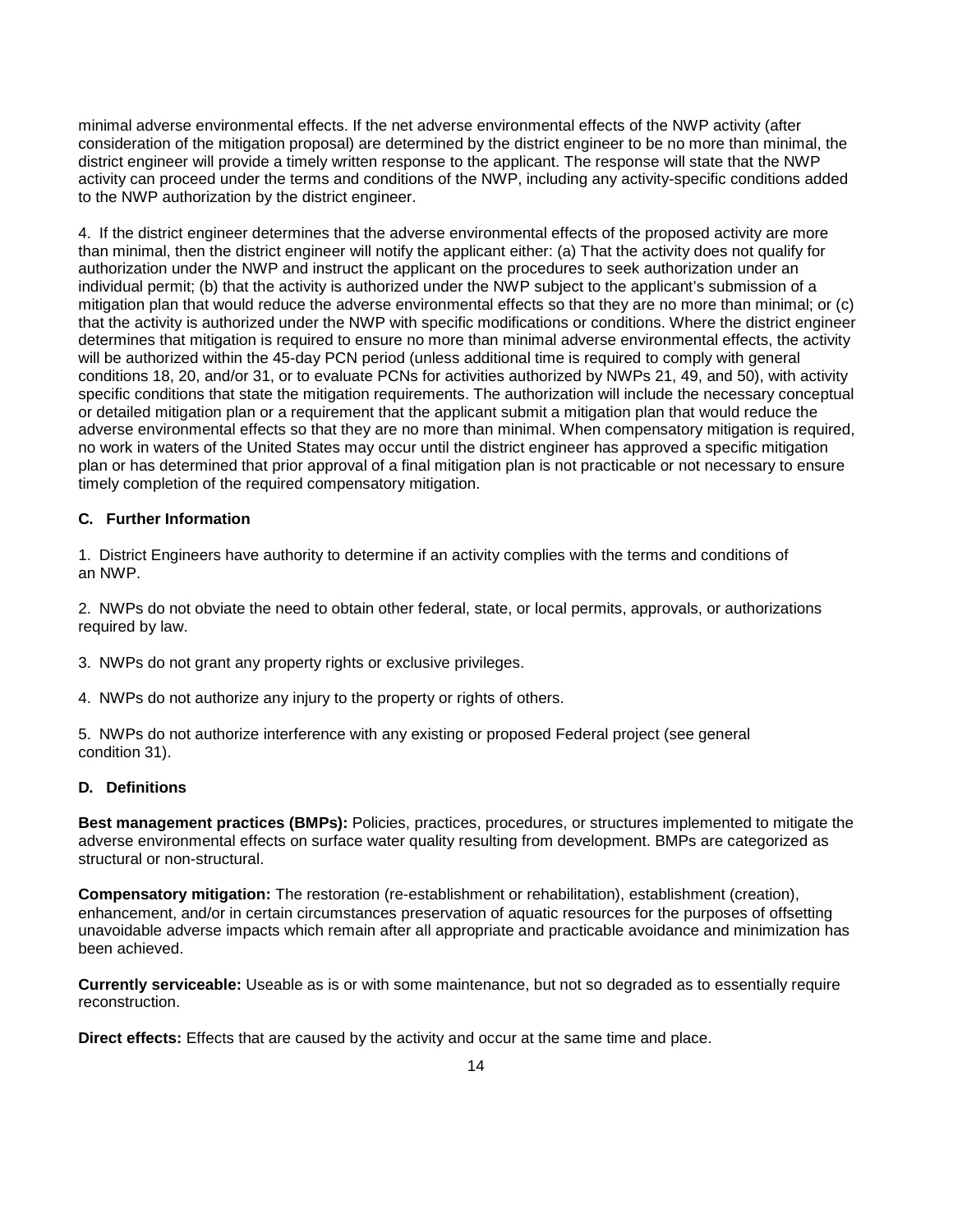minimal adverse environmental effects. If the net adverse environmental effects of the NWP activity (after consideration of the mitigation proposal) are determined by the district engineer to be no more than minimal, the district engineer will provide a timely written response to the applicant. The response will state that the NWP activity can proceed under the terms and conditions of the NWP, including any activity-specific conditions added to the NWP authorization by the district engineer.

4. If the district engineer determines that the adverse environmental effects of the proposed activity are more than minimal, then the district engineer will notify the applicant either: (a) That the activity does not qualify for authorization under the NWP and instruct the applicant on the procedures to seek authorization under an individual permit; (b) that the activity is authorized under the NWP subject to the applicant's submission of a mitigation plan that would reduce the adverse environmental effects so that they are no more than minimal; or (c) that the activity is authorized under the NWP with specific modifications or conditions. Where the district engineer determines that mitigation is required to ensure no more than minimal adverse environmental effects, the activity will be authorized within the 45-day PCN period (unless additional time is required to comply with general conditions 18, 20, and/or 31, or to evaluate PCNs for activities authorized by NWPs 21, 49, and 50), with activity specific conditions that state the mitigation requirements. The authorization will include the necessary conceptual or detailed mitigation plan or a requirement that the applicant submit a mitigation plan that would reduce the adverse environmental effects so that they are no more than minimal. When compensatory mitigation is required, no work in waters of the United States may occur until the district engineer has approved a specific mitigation plan or has determined that prior approval of a final mitigation plan is not practicable or not necessary to ensure timely completion of the required compensatory mitigation.

### C. Further Information

1. District Engineers have authority to determine if an activity complies with the terms and conditions of an NWP.

2. NWPs do not obviate the need to obtain other federal, state, or local permits, approvals, or authorizations required by law.

3. NWPs do not grant any property rights or exclusive privileges.

4. NWPs do not authorize any injury to the property or rights of others.

5. NWPs do not authorize interference with any existing or proposed Federal project (see general condition 31).

### D. Definitions

**Best management practices (BMPs):** Policies, practices, procedures, or structures implemented to mitigate the adverse environmental effects on surface water quality resulting from development. BMPs are categorized as structural or non-structural.

**Compensatory mitigation:** The restoration (re-establishment or rehabilitation), establishment (creation), enhancement, and/or in certain circumstances preservation of aquatic resources for the purposes of offsetting unavoidable adverse impacts which remain after all appropriate and practicable avoidance and minimization has been achieved.

**Currently serviceable:** Useable as is or with some maintenance, but not so degraded as to essentially require reconstruction.

**Direct effects:** Effects that are caused by the activity and occur at the same time and place.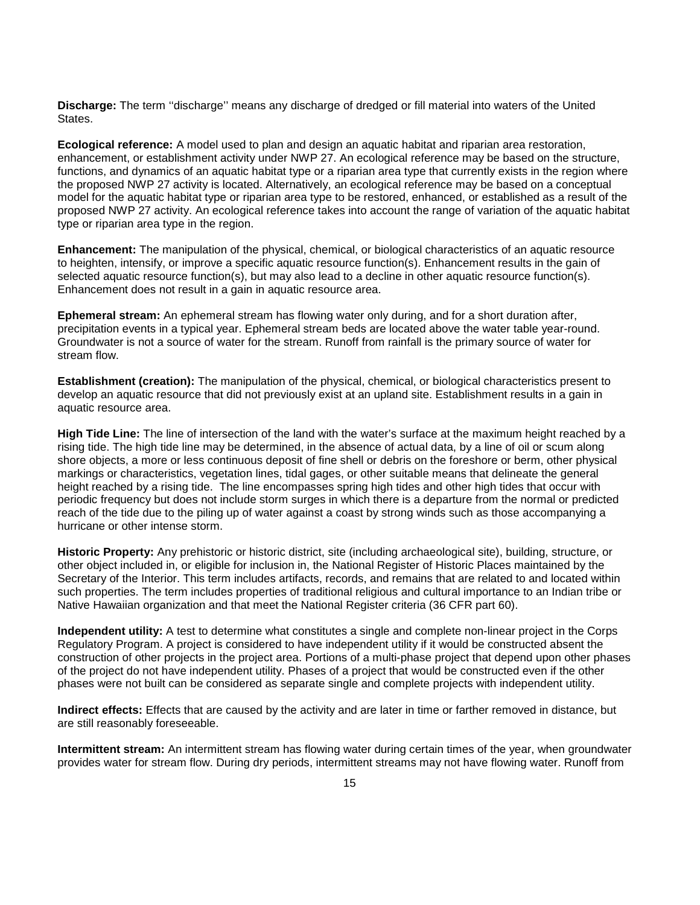**Discharge:** The term ''discharge'' means any discharge of dredged or fill material into waters of the United States.

**Ecological reference:** A model used to plan and design an aquatic habitat and riparian area restoration, enhancement, or establishment activity under NWP 27. An ecological reference may be based on the structure, functions, and dynamics of an aquatic habitat type or a riparian area type that currently exists in the region where the proposed NWP 27 activity is located. Alternatively, an ecological reference may be based on a conceptual model for the aquatic habitat type or riparian area type to be restored, enhanced, or established as a result of the proposed NWP 27 activity. An ecological reference takes into account the range of variation of the aquatic habitat type or riparian area type in the region.

**Enhancement:** The manipulation of the physical, chemical, or biological characteristics of an aquatic resource to heighten, intensify, or improve a specific aquatic resource function(s). Enhancement results in the gain of selected aquatic resource function(s), but may also lead to a decline in other aquatic resource function(s). Enhancement does not result in a gain in aquatic resource area.

**Ephemeral stream:** An ephemeral stream has flowing water only during, and for a short duration after, precipitation events in a typical year. Ephemeral stream beds are located above the water table year-round. Groundwater is not a source of water for the stream. Runoff from rainfall is the primary source of water for stream flow.

**Establishment (creation):** The manipulation of the physical, chemical, or biological characteristics present to develop an aquatic resource that did not previously exist at an upland site. Establishment results in a gain in aquatic resource area.

**High Tide Line:** The line of intersection of the land with the water's surface at the maximum height reached by a rising tide. The high tide line may be determined, in the absence of actual data, by a line of oil or scum along shore objects, a more or less continuous deposit of fine shell or debris on the foreshore or berm, other physical markings or characteristics, vegetation lines, tidal gages, or other suitable means that delineate the general height reached by a rising tide. The line encompasses spring high tides and other high tides that occur with periodic frequency but does not include storm surges in which there is a departure from the normal or predicted reach of the tide due to the piling up of water against a coast by strong winds such as those accompanying a hurricane or other intense storm.

**Historic Property:** Any prehistoric or historic district, site (including archaeological site), building, structure, or other object included in, or eligible for inclusion in, the National Register of Historic Places maintained by the Secretary of the Interior. This term includes artifacts, records, and remains that are related to and located within such properties. The term includes properties of traditional religious and cultural importance to an Indian tribe or Native Hawaiian organization and that meet the National Register criteria (36 CFR part 60).

**Independent utility:** A test to determine what constitutes a single and complete non-linear project in the Corps Regulatory Program. A project is considered to have independent utility if it would be constructed absent the construction of other projects in the project area. Portions of a multi-phase project that depend upon other phases of the project do not have independent utility. Phases of a project that would be constructed even if the other phases were not built can be considered as separate single and complete projects with independent utility.

**Indirect effects:** Effects that are caused by the activity and are later in time or farther removed in distance, but are still reasonably foreseeable.

**Intermittent stream:** An intermittent stream has flowing water during certain times of the year, when groundwater provides water for stream flow. During dry periods, intermittent streams may not have flowing water. Runoff from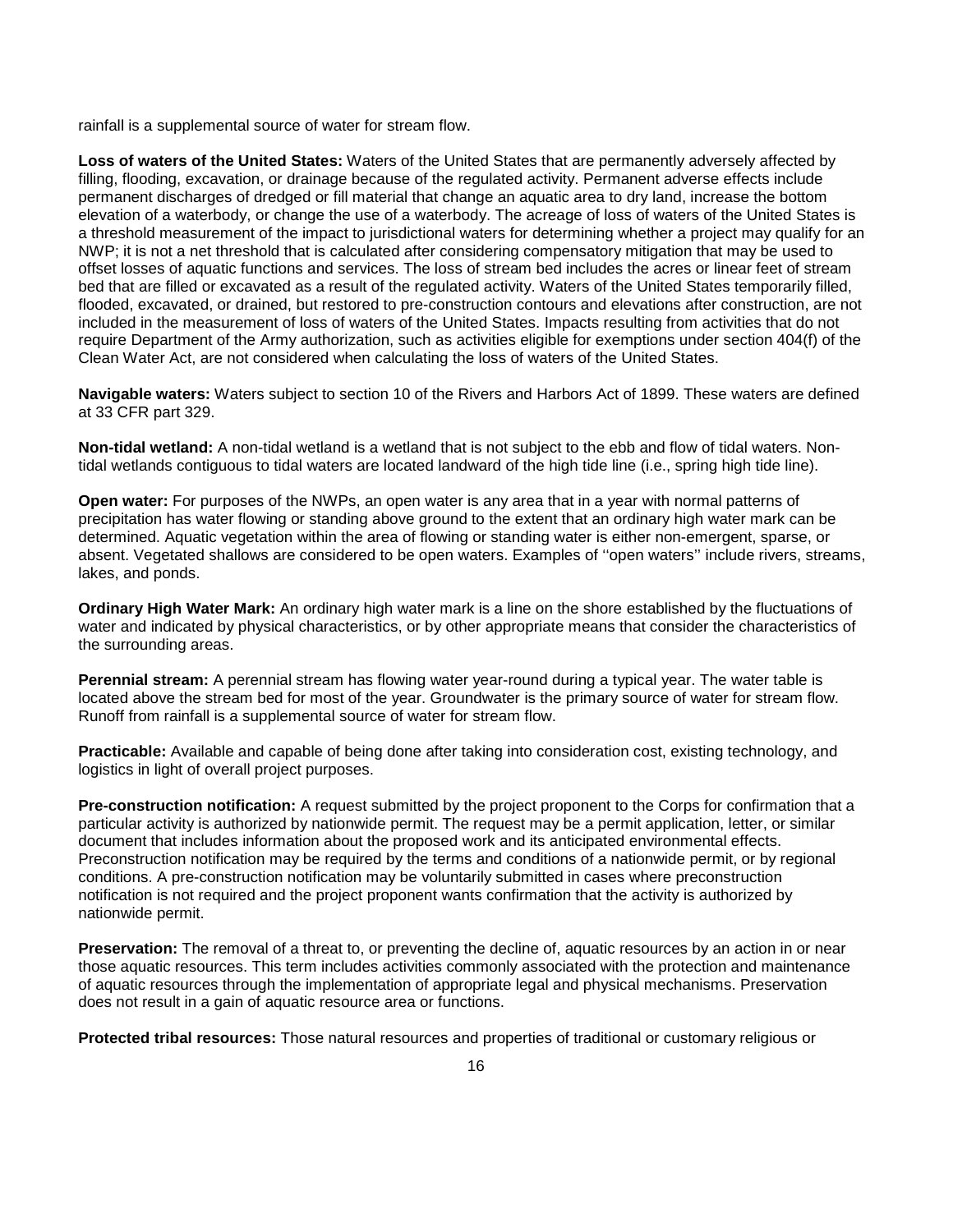rainfall is a supplemental source of water for stream flow.

**Loss of waters of the United States:** Waters of the United States that are permanently adversely affected by filling, flooding, excavation, or drainage because of the regulated activity. Permanent adverse effects include permanent discharges of dredged or fill material that change an aquatic area to dry land, increase the bottom elevation of a waterbody, or change the use of a waterbody. The acreage of loss of waters of the United States is a threshold measurement of the impact to jurisdictional waters for determining whether a project may qualify for an NWP; it is not a net threshold that is calculated after considering compensatory mitigation that may be used to offset losses of aquatic functions and services. The loss of stream bed includes the acres or linear feet of stream bed that are filled or excavated as a result of the regulated activity. Waters of the United States temporarily filled, flooded, excavated, or drained, but restored to pre-construction contours and elevations after construction, are not included in the measurement of loss of waters of the United States. Impacts resulting from activities that do not require Department of the Army authorization, such as activities eligible for exemptions under section 404(f) of the Clean Water Act, are not considered when calculating the loss of waters of the United States.

**Navigable waters:** Waters subject to section 10 of the Rivers and Harbors Act of 1899. These waters are defined at 33 CFR part 329.

**Non-tidal wetland:** A non-tidal wetland is a wetland that is not subject to the ebb and flow of tidal waters. Non-tidal wetlands contiguous to tidal waters are located landward of the high tide line (i.e., spring high tide line).

**Open water:** For purposes of the NWPs, an open water is any area that in a year with normal patterns of precipitation has water flowing or standing above ground to the extent that an ordinary high water mark can be determined. Aquatic vegetation within the area of flowing or standing water is either non-emergent, sparse, or absent. Vegetated shallows are considered to be open waters. Examples of ''open waters'' include rivers, streams, lakes, and ponds.

**Ordinary High Water Mark:** An ordinary high water mark is a line on the shore established by the fluctuations of water and indicated by physical characteristics, or by other appropriate means that consider the characteristics of the surrounding areas.

**Perennial stream:** A perennial stream has flowing water year-round during a typical year. The water table is located above the stream bed for most of the year. Groundwater is the primary source of water for stream flow. Runoff from rainfall is a supplemental source of water for stream flow.

**Practicable:** Available and capable of being done after taking into consideration cost, existing technology, and logistics in light of overall project purposes.

**Pre-construction notification:** A request submitted by the project proponent to the Corps for confirmation that a particular activity is authorized by nationwide permit. The request may be a permit application, letter, or similar document that includes information about the proposed work and its anticipated environmental effects. Preconstruction notification may be required by the terms and conditions of a nationwide permit, or by regional conditions. A pre-construction notification may be voluntarily submitted in cases where preconstruction notification is not required and the project proponent wants confirmation that the activity is authorized by nationwide permit.

**Preservation:** The removal of a threat to, or preventing the decline of, aquatic resources by an action in or near those aquatic resources. This term includes activities commonly associated with the protection and maintenance of aquatic resources through the implementation of appropriate legal and physical mechanisms. Preservation does not result in a gain of aquatic resource area or functions.

**Protected tribal resources:** Those natural resources and properties of traditional or customary religious or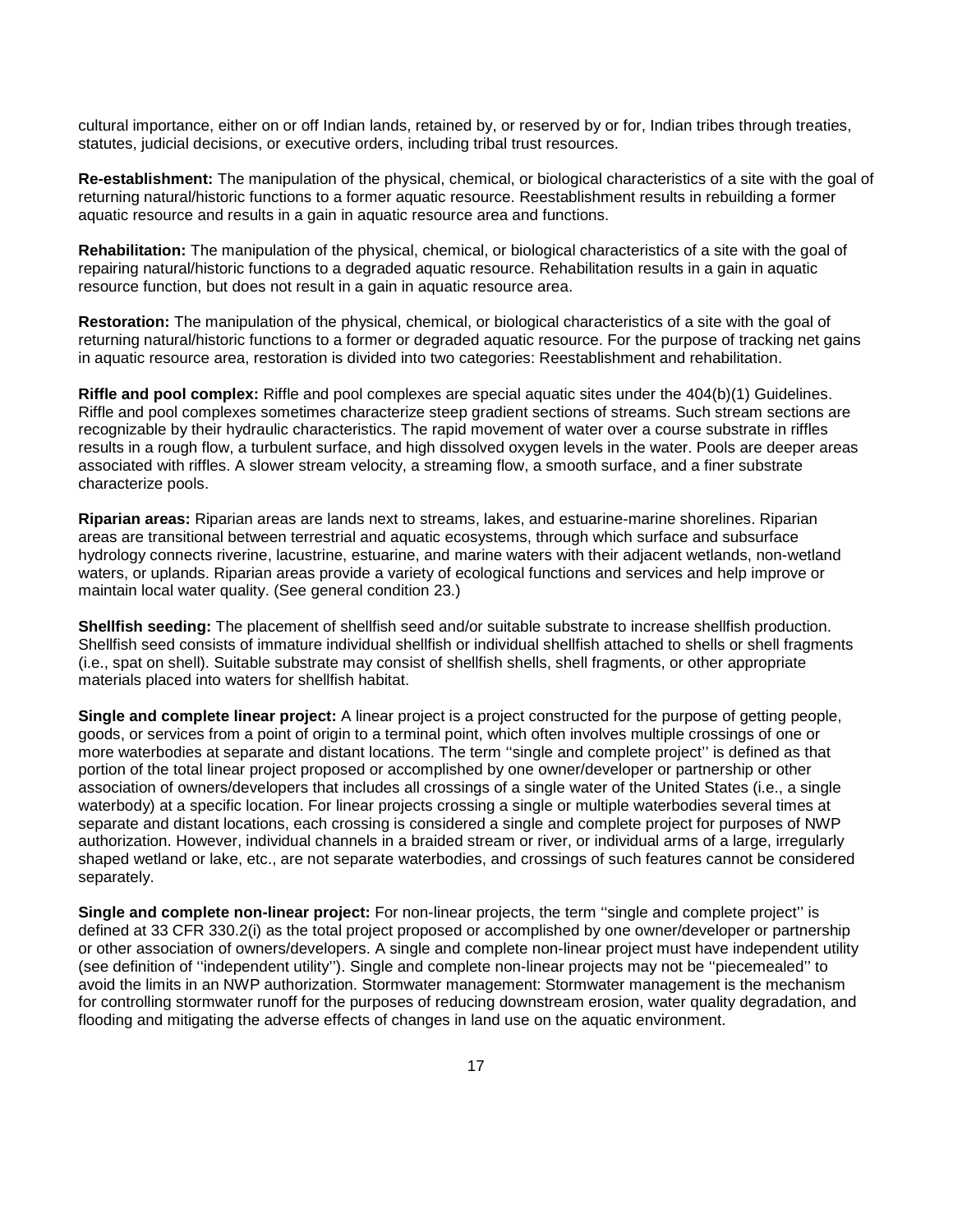cultural importance, either on or off Indian lands, retained by, or reserved by or for, Indian tribes through treaties, statutes, judicial decisions, or executive orders, including tribal trust resources.

**Re-establishment:** The manipulation of the physical, chemical, or biological characteristics of a site with the goal of returning natural/historic functions to a former aquatic resource. Reestablishment results in rebuilding a former aquatic resource and results in a gain in aquatic resource area and functions.

**Rehabilitation:** The manipulation of the physical, chemical, or biological characteristics of a site with the goal of repairing natural/historic functions to a degraded aquatic resource. Rehabilitation results in a gain in aquatic resource function, but does not result in a gain in aquatic resource area.

**Restoration:** The manipulation of the physical, chemical, or biological characteristics of a site with the goal of returning natural/historic functions to a former or degraded aquatic resource. For the purpose of tracking net gains in aquatic resource area, restoration is divided into two categories: Reestablishment and rehabilitation.

**Riffle and pool complex:** Riffle and pool complexes are special aquatic sites under the 404(b)(1) Guidelines. Riffle and pool complexes sometimes characterize steep gradient sections of streams. Such stream sections are recognizable by their hydraulic characteristics. The rapid movement of water over a course substrate in riffles results in a rough flow, a turbulent surface, and high dissolved oxygen levels in the water. Pools are deeper areas associated with riffles. A slower stream velocity, a streaming flow, a smooth surface, and a finer substrate characterize pools.

**Riparian areas:** Riparian areas are lands next to streams, lakes, and estuarine-marine shorelines. Riparian areas are transitional between terrestrial and aquatic ecosystems, through which surface and subsurface hydrology connects riverine, lacustrine, estuarine, and marine waters with their adjacent wetlands, non-wetland waters, or uplands. Riparian areas provide a variety of ecological functions and services and help improve or maintain local water quality. (See general condition 23.)

**Shellfish seeding:** The placement of shellfish seed and/or suitable substrate to increase shellfish production. Shellfish seed consists of immature individual shellfish or individual shellfish attached to shells or shell fragments (i.e., spat on shell). Suitable substrate may consist of shellfish shells, shell fragments, or other appropriate materials placed into waters for shellfish habitat.

**Single and complete linear project:** A linear project is a project constructed for the purpose of getting people, goods, or services from a point of origin to a terminal point, which often involves multiple crossings of one or more waterbodies at separate and distant locations. The term ''single and complete project'' is defined as that portion of the total linear project proposed or accomplished by one owner/developer or partnership or other association of owners/developers that includes all crossings of a single water of the United States (i.e., a single waterbody) at a specific location. For linear projects crossing a single or multiple waterbodies several times at separate and distant locations, each crossing is considered a single and complete project for purposes of NWP authorization. However, individual channels in a braided stream or river, or individual arms of a large, irregularly shaped wetland or lake, etc., are not separate waterbodies, and crossings of such features cannot be considered separately.

**Single and complete non-linear project:** For non-linear projects, the term ''single and complete project'' is defined at 33 CFR 330.2(i) as the total project proposed or accomplished by one owner/developer or partnership or other association of owners/developers. A single and complete non-linear project must have independent utility (see definition of ''independent utility''). Single and complete non-linear projects may not be ''piecemealed'' to avoid the limits in an NWP authorization. Stormwater management: Stormwater management is the mechanism for controlling stormwater runoff for the purposes of reducing downstream erosion, water quality degradation, and flooding and mitigating the adverse effects of changes in land use on the aquatic environment.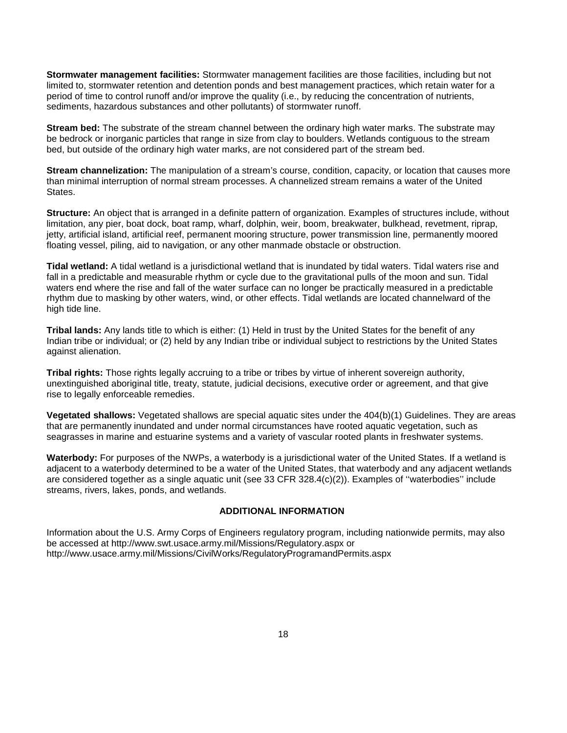**Stormwater management facilities:** Stormwater management facilities are those facilities, including but not limited to, stormwater retention and detention ponds and best management practices, which retain water for a period of time to control runoff and/or improve the quality (i.e., by reducing the concentration of nutrients, sediments, hazardous substances and other pollutants) of stormwater runoff.

**Stream bed:** The substrate of the stream channel between the ordinary high water marks. The substrate may be bedrock or inorganic particles that range in size from clay to boulders. Wetlands contiguous to the stream bed, but outside of the ordinary high water marks, are not considered part of the stream bed.

**Stream channelization:** The manipulation of a stream's course, condition, capacity, or location that causes more than minimal interruption of normal stream processes. A channelized stream remains a water of the United States.

**Structure:** An object that is arranged in a definite pattern of organization. Examples of structures include, without limitation, any pier, boat dock, boat ramp, wharf, dolphin, weir, boom, breakwater, bulkhead, revetment, riprap, jetty, artificial island, artificial reef, permanent mooring structure, power transmission line, permanently moored floating vessel, piling, aid to navigation, or any other manmade obstacle or obstruction.

**Tidal wetland:** A tidal wetland is a jurisdictional wetland that is inundated by tidal waters. Tidal waters rise and fall in a predictable and measurable rhythm or cycle due to the gravitational pulls of the moon and sun. Tidal waters end where the rise and fall of the water surface can no longer be practically measured in a predictable rhythm due to masking by other waters, wind, or other effects. Tidal wetlands are located channelward of the high tide line.

**Tribal lands:** Any lands title to which is either: (1) Held in trust by the United States for the benefit of any Indian tribe or individual; or (2) held by any Indian tribe or individual subject to restrictions by the United States against alienation.

**Tribal rights:** Those rights legally accruing to a tribe or tribes by virtue of inherent sovereign authority, unextinguished aboriginal title, treaty, statute, judicial decisions, executive order or agreement, and that give rise to legally enforceable remedies.

**Vegetated shallows:** Vegetated shallows are special aquatic sites under the 404(b)(1) Guidelines. They are areas that are permanently inundated and under normal circumstances have rooted aquatic vegetation, such as seagrasses in marine and estuarine systems and a variety of vascular rooted plants in freshwater systems.

**Waterbody:** For purposes of the NWPs, a waterbody is a jurisdictional water of the United States. If a wetland is adjacent to a waterbody determined to be a water of the United States, that waterbody and any adjacent wetlands are considered together as a single aquatic unit (see 33 CFR 328.4(c)(2)). Examples of ''waterbodies'' include streams, rivers, lakes, ponds, and wetlands.

## ADDITIONAL INFORMATION

Information about the U.S. Army Corps of Engineers regulatory program, including nationwide permits, may also be accessed at http://www.swt.usace.army.mil/Missions/Regulatory.aspx or http://www.usace.army.mil/Missions/CivilWorks/RegulatoryProgramandPermits.aspx